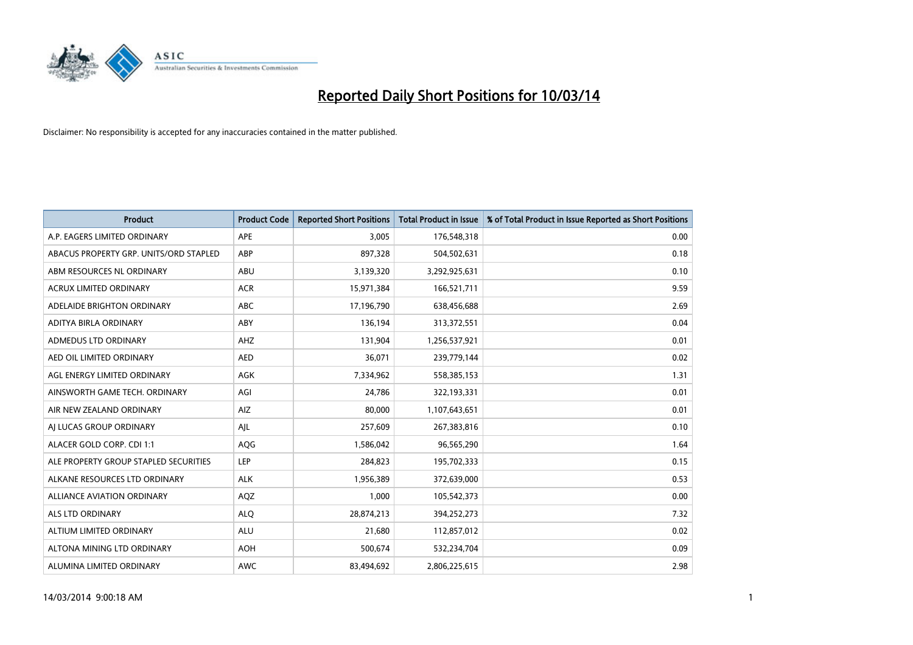# Reported Daily Short Positions for 10/03/14

Disclaimer: No responsibility is accepted for any inaccuracies contained in the matter published.

| Product | Product Code | Reported Short Positions | Total Product in Issue | % of Total Product in Issue Reported as Short Positions |
|---|---|---|---|---|
| A.P. EAGERS LIMITED ORDINARY | APE | 3,005 | 176,548,318 | 0.00 |
| ABACUS PROPERTY GRP. UNITS/ORD STAPLED | ABP | 897,328 | 504,502,631 | 0.18 |
| ABM RESOURCES NL ORDINARY | ABU | 3,139,320 | 3,292,925,631 | 0.10 |
| ACRUX LIMITED ORDINARY | ACR | 15,971,384 | 166,521,711 | 9.59 |
| ADELAIDE BRIGHTON ORDINARY | ABC | 17,196,790 | 638,456,688 | 2.69 |
| ADITYA BIRLA ORDINARY | ABY | 136,194 | 313,372,551 | 0.04 |
| ADMEDUS LTD ORDINARY | AHZ | 131,904 | 1,256,537,921 | 0.01 |
| AED OIL LIMITED ORDINARY | AED | 36,071 | 239,779,144 | 0.02 |
| AGL ENERGY LIMITED ORDINARY | AGK | 7,334,962 | 558,385,153 | 1.31 |
| AINSWORTH GAME TECH. ORDINARY | AGI | 24,786 | 322,193,331 | 0.01 |
| AIR NEW ZEALAND ORDINARY | AIZ | 80,000 | 1,107,643,651 | 0.01 |
| AJ LUCAS GROUP ORDINARY | AJL | 257,609 | 267,383,816 | 0.10 |
| ALACER GOLD CORP. CDI 1:1 | AQG | 1,586,042 | 96,565,290 | 1.64 |
| ALE PROPERTY GROUP STAPLED SECURITIES | LEP | 284,823 | 195,702,333 | 0.15 |
| ALKANE RESOURCES LTD ORDINARY | ALK | 1,956,389 | 372,639,000 | 0.53 |
| ALLIANCE AVIATION ORDINARY | AQZ | 1,000 | 105,542,373 | 0.00 |
| ALS LTD ORDINARY | ALQ | 28,874,213 | 394,252,273 | 7.32 |
| ALTIUM LIMITED ORDINARY | ALU | 21,680 | 112,857,012 | 0.02 |
| ALTONA MINING LTD ORDINARY | AOH | 500,674 | 532,234,704 | 0.09 |
| ALUMINA LIMITED ORDINARY | AWC | 83,494,692 | 2,806,225,615 | 2.98 |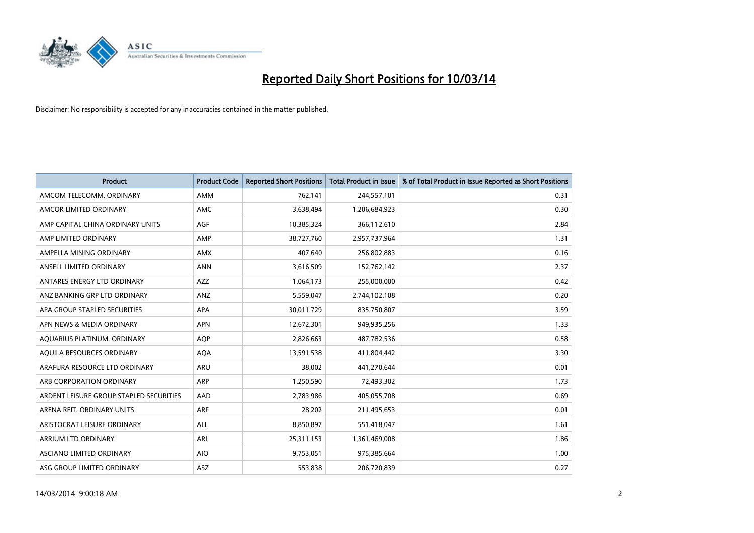# Reported Daily Short Positions for 10/03/14

Disclaimer: No responsibility is accepted for any inaccuracies contained in the matter published.

| Product | Product Code | Reported Short Positions | Total Product in Issue | % of Total Product in Issue Reported as Short Positions |
|---|---|---|---|---|
| AMCOM TELECOMM. ORDINARY | AMM | 762,141 | 244,557,101 | 0.31 |
| AMCOR LIMITED ORDINARY | AMC | 3,638,494 | 1,206,684,923 | 0.30 |
| AMP CAPITAL CHINA ORDINARY UNITS | AGF | 10,385,324 | 366,112,610 | 2.84 |
| AMP LIMITED ORDINARY | AMP | 38,727,760 | 2,957,737,964 | 1.31 |
| AMPELLA MINING ORDINARY | AMX | 407,640 | 256,802,883 | 0.16 |
| ANSELL LIMITED ORDINARY | ANN | 3,616,509 | 152,762,142 | 2.37 |
| ANTARES ENERGY LTD ORDINARY | AZZ | 1,064,173 | 255,000,000 | 0.42 |
| ANZ BANKING GRP LTD ORDINARY | ANZ | 5,559,047 | 2,744,102,108 | 0.20 |
| APA GROUP STAPLED SECURITIES | APA | 30,011,729 | 835,750,807 | 3.59 |
| APN NEWS & MEDIA ORDINARY | APN | 12,672,301 | 949,935,256 | 1.33 |
| AQUARIUS PLATINUM. ORDINARY | AQP | 2,826,663 | 487,782,536 | 0.58 |
| AQUILA RESOURCES ORDINARY | AQA | 13,591,538 | 411,804,442 | 3.30 |
| ARAFURA RESOURCE LTD ORDINARY | ARU | 38,002 | 441,270,644 | 0.01 |
| ARB CORPORATION ORDINARY | ARP | 1,250,590 | 72,493,302 | 1.73 |
| ARDENT LEISURE GROUP STAPLED SECURITIES | AAD | 2,783,986 | 405,055,708 | 0.69 |
| ARENA REIT. ORDINARY UNITS | ARF | 28,202 | 211,495,653 | 0.01 |
| ARISTOCRAT LEISURE ORDINARY | ALL | 8,850,897 | 551,418,047 | 1.61 |
| ARRIUM LTD ORDINARY | ARI | 25,311,153 | 1,361,469,008 | 1.86 |
| ASCIANO LIMITED ORDINARY | AIO | 9,753,051 | 975,385,664 | 1.00 |
| ASG GROUP LIMITED ORDINARY | ASZ | 553,838 | 206,720,839 | 0.27 |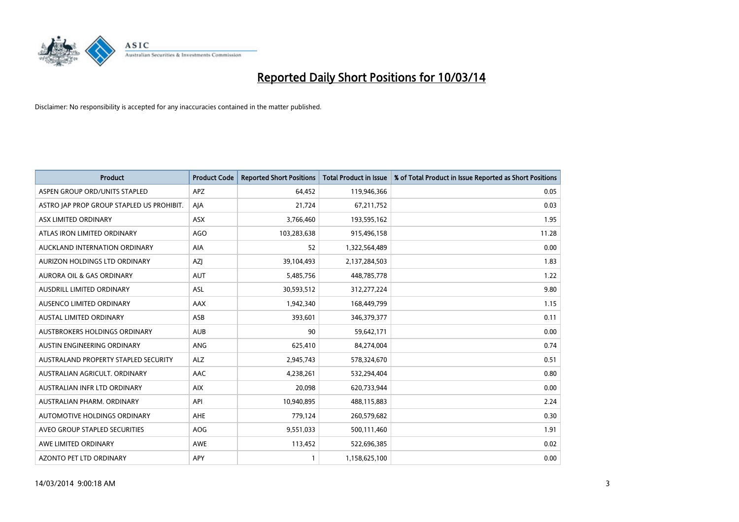# Reported Daily Short Positions for 10/03/14

Disclaimer: No responsibility is accepted for any inaccuracies contained in the matter published.

| Product | Product Code | Reported Short Positions | Total Product in Issue | % of Total Product in Issue Reported as Short Positions |
| --- | --- | --- | --- | --- |
| ASPEN GROUP ORD/UNITS STAPLED | APZ | 64,452 | 119,946,366 | 0.05 |
| ASTRO JAP PROP GROUP STAPLED US PROHIBIT. | AJA | 21,724 | 67,211,752 | 0.03 |
| ASX LIMITED ORDINARY | ASX | 3,766,460 | 193,595,162 | 1.95 |
| ATLAS IRON LIMITED ORDINARY | AGO | 103,283,638 | 915,496,158 | 11.28 |
| AUCKLAND INTERNATION ORDINARY | AIA | 52 | 1,322,564,489 | 0.00 |
| AURIZON HOLDINGS LTD ORDINARY | AZJ | 39,104,493 | 2,137,284,503 | 1.83 |
| AURORA OIL & GAS ORDINARY | AUT | 5,485,756 | 448,785,778 | 1.22 |
| AUSDRILL LIMITED ORDINARY | ASL | 30,593,512 | 312,277,224 | 9.80 |
| AUSENCO LIMITED ORDINARY | AAX | 1,942,340 | 168,449,799 | 1.15 |
| AUSTAL LIMITED ORDINARY | ASB | 393,601 | 346,379,377 | 0.11 |
| AUSTBROKERS HOLDINGS ORDINARY | AUB | 90 | 59,642,171 | 0.00 |
| AUSTIN ENGINEERING ORDINARY | ANG | 625,410 | 84,274,004 | 0.74 |
| AUSTRALAND PROPERTY STAPLED SECURITY | ALZ | 2,945,743 | 578,324,670 | 0.51 |
| AUSTRALIAN AGRICULT. ORDINARY | AAC | 4,238,261 | 532,294,404 | 0.80 |
| AUSTRALIAN INFR LTD ORDINARY | AIX | 20,098 | 620,733,944 | 0.00 |
| AUSTRALIAN PHARM. ORDINARY | API | 10,940,895 | 488,115,883 | 2.24 |
| AUTOMOTIVE HOLDINGS ORDINARY | AHE | 779,124 | 260,579,682 | 0.30 |
| AVEO GROUP STAPLED SECURITIES | AOG | 9,551,033 | 500,111,460 | 1.91 |
| AWE LIMITED ORDINARY | AWE | 113,452 | 522,696,385 | 0.02 |
| AZONTO PET LTD ORDINARY | APY | 1 | 1,158,625,100 | 0.00 |

14/03/2014 9:00:18 AM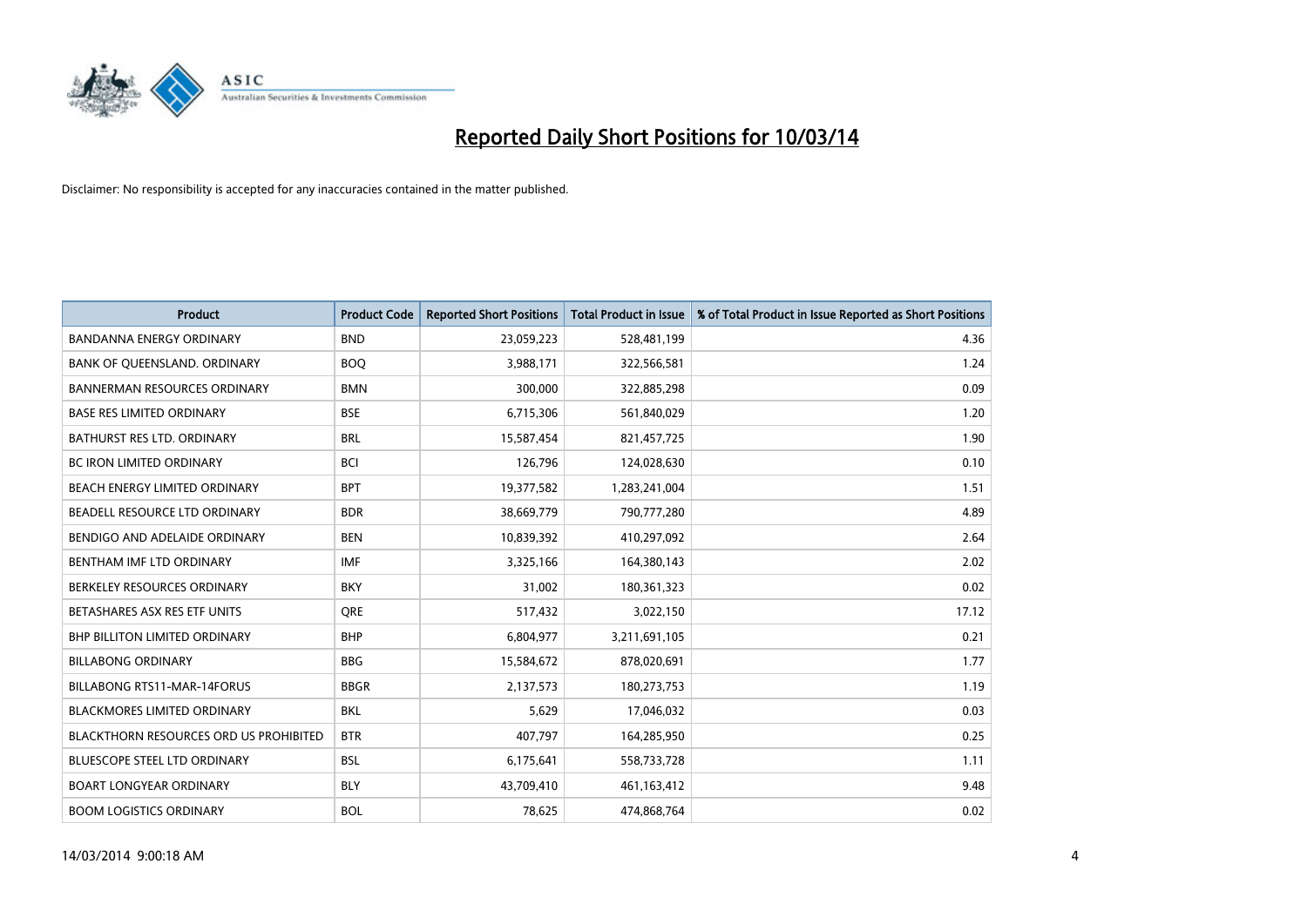# Reported Daily Short Positions for 10/03/14

Disclaimer: No responsibility is accepted for any inaccuracies contained in the matter published.

| Product | Product Code | Reported Short Positions | Total Product in Issue | % of Total Product in Issue Reported as Short Positions |
|---|---|---|---|---|
| BANDANNA ENERGY ORDINARY | BND | 23,059,223 | 528,481,199 | 4.36 |
| BANK OF QUEENSLAND. ORDINARY | BOQ | 3,988,171 | 322,566,581 | 1.24 |
| BANNERMAN RESOURCES ORDINARY | BMN | 300,000 | 322,885,298 | 0.09 |
| BASE RES LIMITED ORDINARY | BSE | 6,715,306 | 561,840,029 | 1.20 |
| BATHURST RES LTD. ORDINARY | BRL | 15,587,454 | 821,457,725 | 1.90 |
| BC IRON LIMITED ORDINARY | BCI | 126,796 | 124,028,630 | 0.10 |
| BEACH ENERGY LIMITED ORDINARY | BPT | 19,377,582 | 1,283,241,004 | 1.51 |
| BEADELL RESOURCE LTD ORDINARY | BDR | 38,669,779 | 790,777,280 | 4.89 |
| BENDIGO AND ADELAIDE ORDINARY | BEN | 10,839,392 | 410,297,092 | 2.64 |
| BENTHAM IMF LTD ORDINARY | IMF | 3,325,166 | 164,380,143 | 2.02 |
| BERKELEY RESOURCES ORDINARY | BKY | 31,002 | 180,361,323 | 0.02 |
| BETASHARES ASX RES ETF UNITS | QRE | 517,432 | 3,022,150 | 17.12 |
| BHP BILLITON LIMITED ORDINARY | BHP | 6,804,977 | 3,211,691,105 | 0.21 |
| BILLABONG ORDINARY | BBG | 15,584,672 | 878,020,691 | 1.77 |
| BILLABONG RTS11-MAR-14FORUS | BBGR | 2,137,573 | 180,273,753 | 1.19 |
| BLACKMORES LIMITED ORDINARY | BKL | 5,629 | 17,046,032 | 0.03 |
| BLACKTHORN RESOURCES ORD US PROHIBITED | BTR | 407,797 | 164,285,950 | 0.25 |
| BLUESCOPE STEEL LTD ORDINARY | BSL | 6,175,641 | 558,733,728 | 1.11 |
| BOART LONGYEAR ORDINARY | BLY | 43,709,410 | 461,163,412 | 9.48 |
| BOOM LOGISTICS ORDINARY | BOL | 78,625 | 474,868,764 | 0.02 |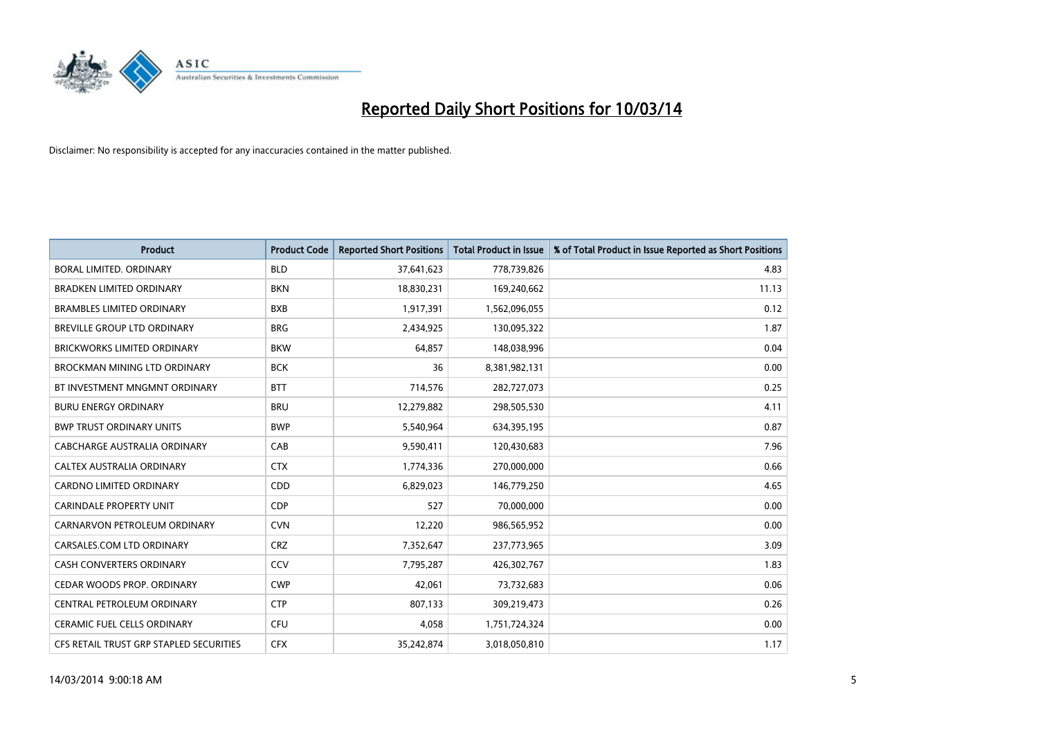# Reported Daily Short Positions for 10/03/14

Disclaimer: No responsibility is accepted for any inaccuracies contained in the matter published.

| Product | Product Code | Reported Short Positions | Total Product in Issue | % of Total Product in Issue Reported as Short Positions |
|---|---|---|---|---|
| BORAL LIMITED. ORDINARY | BLD | 37,641,623 | 778,739,826 | 4.83 |
| BRADKEN LIMITED ORDINARY | BKN | 18,830,231 | 169,240,662 | 11.13 |
| BRAMBLES LIMITED ORDINARY | BXB | 1,917,391 | 1,562,096,055 | 0.12 |
| BREVILLE GROUP LTD ORDINARY | BRG | 2,434,925 | 130,095,322 | 1.87 |
| BRICKWORKS LIMITED ORDINARY | BKW | 64,857 | 148,038,996 | 0.04 |
| BROCKMAN MINING LTD ORDINARY | BCK | 36 | 8,381,982,131 | 0.00 |
| BT INVESTMENT MNGMNT ORDINARY | BTT | 714,576 | 282,727,073 | 0.25 |
| BURU ENERGY ORDINARY | BRU | 12,279,882 | 298,505,530 | 4.11 |
| BWP TRUST ORDINARY UNITS | BWP | 5,540,964 | 634,395,195 | 0.87 |
| CABCHARGE AUSTRALIA ORDINARY | CAB | 9,590,411 | 120,430,683 | 7.96 |
| CALTEX AUSTRALIA ORDINARY | CTX | 1,774,336 | 270,000,000 | 0.66 |
| CARDNO LIMITED ORDINARY | CDD | 6,829,023 | 146,779,250 | 4.65 |
| CARINDALE PROPERTY UNIT | CDP | 527 | 70,000,000 | 0.00 |
| CARNARVON PETROLEUM ORDINARY | CVN | 12,220 | 986,565,952 | 0.00 |
| CARSALES.COM LTD ORDINARY | CRZ | 7,352,647 | 237,773,965 | 3.09 |
| CASH CONVERTERS ORDINARY | CCV | 7,795,287 | 426,302,767 | 1.83 |
| CEDAR WOODS PROP. ORDINARY | CWP | 42,061 | 73,732,683 | 0.06 |
| CENTRAL PETROLEUM ORDINARY | CTP | 807,133 | 309,219,473 | 0.26 |
| CERAMIC FUEL CELLS ORDINARY | CFU | 4,058 | 1,751,724,324 | 0.00 |
| CFS RETAIL TRUST GRP STAPLED SECURITIES | CFX | 35,242,874 | 3,018,050,810 | 1.17 |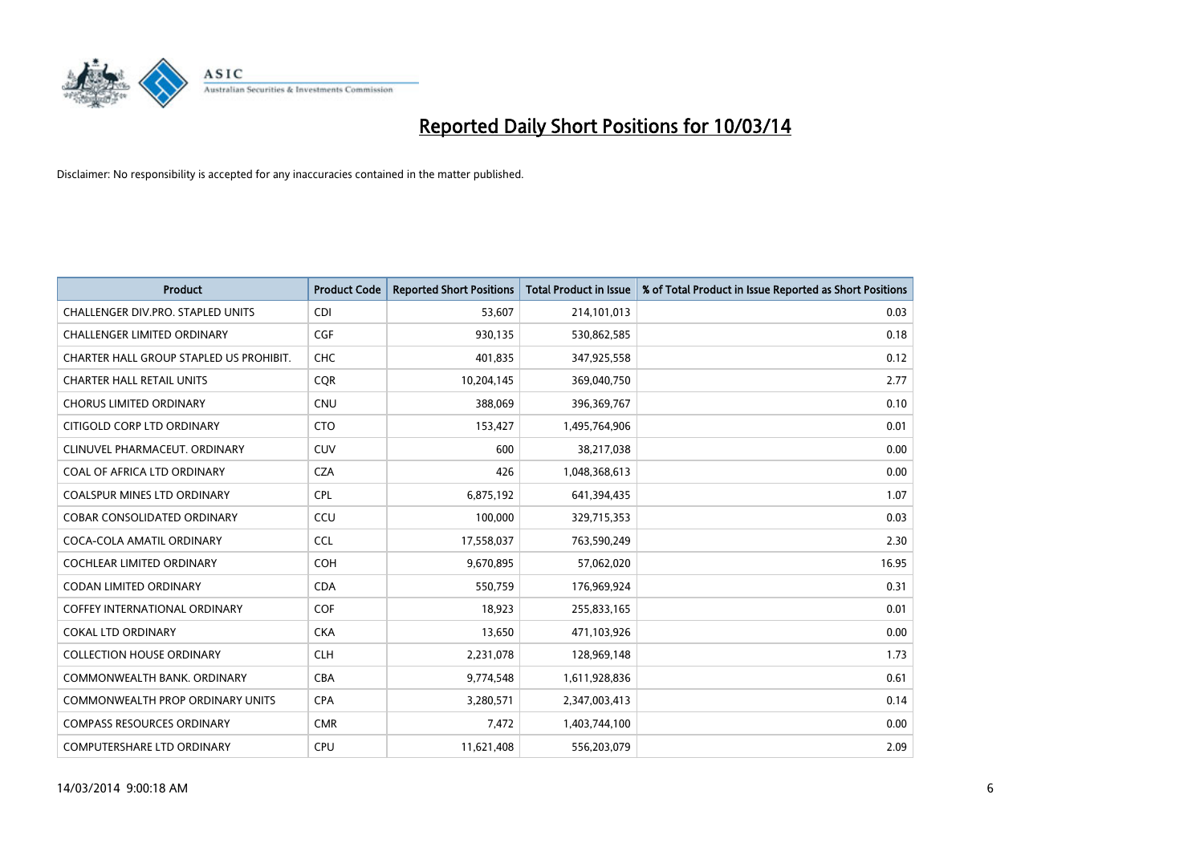# Reported Daily Short Positions for 10/03/14

Disclaimer: No responsibility is accepted for any inaccuracies contained in the matter published.

| Product | Product Code | Reported Short Positions | Total Product in Issue | % of Total Product in Issue Reported as Short Positions |
|---|---|---|---|---|
| CHALLENGER DIV.PRO. STAPLED UNITS | CDI | 53,607 | 214,101,013 | 0.03 |
| CHALLENGER LIMITED ORDINARY | CGF | 930,135 | 530,862,585 | 0.18 |
| CHARTER HALL GROUP STAPLED US PROHIBIT. | CHC | 401,835 | 347,925,558 | 0.12 |
| CHARTER HALL RETAIL UNITS | CQR | 10,204,145 | 369,040,750 | 2.77 |
| CHORUS LIMITED ORDINARY | CNU | 388,069 | 396,369,767 | 0.10 |
| CITIGOLD CORP LTD ORDINARY | CTO | 153,427 | 1,495,764,906 | 0.01 |
| CLINUVEL PHARMACEUT. ORDINARY | CUV | 600 | 38,217,038 | 0.00 |
| COAL OF AFRICA LTD ORDINARY | CZA | 426 | 1,048,368,613 | 0.00 |
| COALSPUR MINES LTD ORDINARY | CPL | 6,875,192 | 641,394,435 | 1.07 |
| COBAR CONSOLIDATED ORDINARY | CCU | 100,000 | 329,715,353 | 0.03 |
| COCA-COLA AMATIL ORDINARY | CCL | 17,558,037 | 763,590,249 | 2.30 |
| COCHLEAR LIMITED ORDINARY | COH | 9,670,895 | 57,062,020 | 16.95 |
| CODAN LIMITED ORDINARY | CDA | 550,759 | 176,969,924 | 0.31 |
| COFFEY INTERNATIONAL ORDINARY | COF | 18,923 | 255,833,165 | 0.01 |
| COKAL LTD ORDINARY | CKA | 13,650 | 471,103,926 | 0.00 |
| COLLECTION HOUSE ORDINARY | CLH | 2,231,078 | 128,969,148 | 1.73 |
| COMMONWEALTH BANK. ORDINARY | CBA | 9,774,548 | 1,611,928,836 | 0.61 |
| COMMONWEALTH PROP ORDINARY UNITS | CPA | 3,280,571 | 2,347,003,413 | 0.14 |
| COMPASS RESOURCES ORDINARY | CMR | 7,472 | 1,403,744,100 | 0.00 |
| COMPUTERSHARE LTD ORDINARY | CPU | 11,621,408 | 556,203,079 | 2.09 |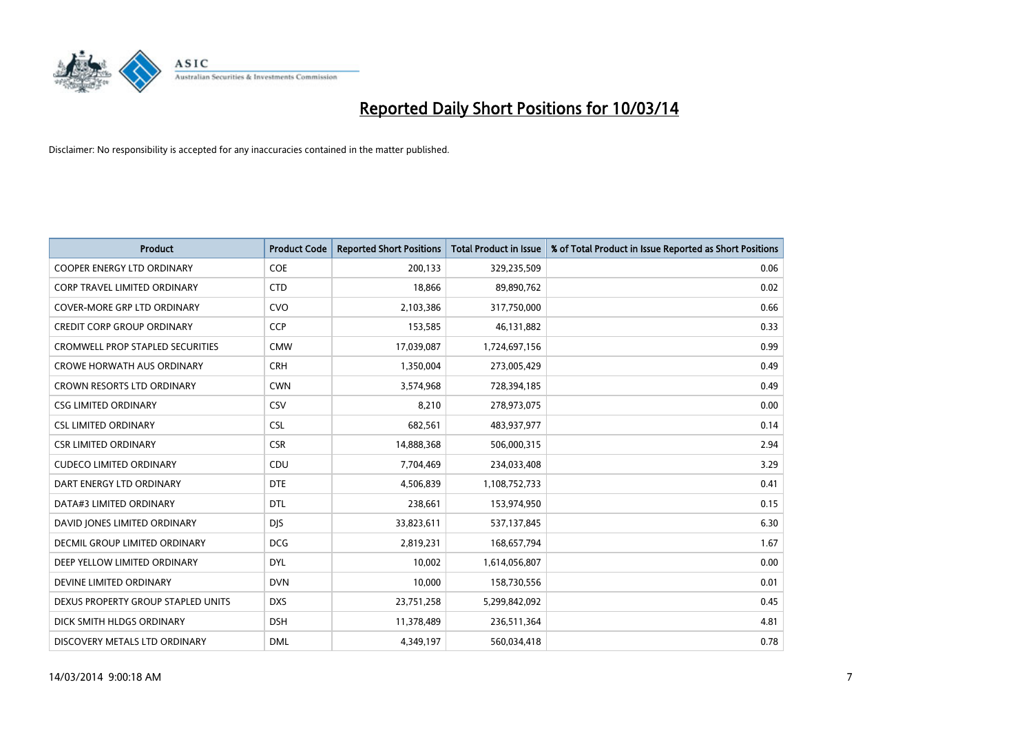# Reported Daily Short Positions for 10/03/14

Disclaimer: No responsibility is accepted for any inaccuracies contained in the matter published.

| Product | Product Code | Reported Short Positions | Total Product in Issue | % of Total Product in Issue Reported as Short Positions |
| --- | --- | --- | --- | --- |
| COOPER ENERGY LTD ORDINARY | COE | 200,133 | 329,235,509 | 0.06 |
| CORP TRAVEL LIMITED ORDINARY | CTD | 18,866 | 89,890,762 | 0.02 |
| COVER-MORE GRP LTD ORDINARY | CVO | 2,103,386 | 317,750,000 | 0.66 |
| CREDIT CORP GROUP ORDINARY | CCP | 153,585 | 46,131,882 | 0.33 |
| CROMWELL PROP STAPLED SECURITIES | CMW | 17,039,087 | 1,724,697,156 | 0.99 |
| CROWE HORWATH AUS ORDINARY | CRH | 1,350,004 | 273,005,429 | 0.49 |
| CROWN RESORTS LTD ORDINARY | CWN | 3,574,968 | 728,394,185 | 0.49 |
| CSG LIMITED ORDINARY | CSV | 8,210 | 278,973,075 | 0.00 |
| CSL LIMITED ORDINARY | CSL | 682,561 | 483,937,977 | 0.14 |
| CSR LIMITED ORDINARY | CSR | 14,888,368 | 506,000,315 | 2.94 |
| CUDECO LIMITED ORDINARY | CDU | 7,704,469 | 234,033,408 | 3.29 |
| DART ENERGY LTD ORDINARY | DTE | 4,506,839 | 1,108,752,733 | 0.41 |
| DATA#3 LIMITED ORDINARY | DTL | 238,661 | 153,974,950 | 0.15 |
| DAVID JONES LIMITED ORDINARY | DJS | 33,823,611 | 537,137,845 | 6.30 |
| DECMIL GROUP LIMITED ORDINARY | DCG | 2,819,231 | 168,657,794 | 1.67 |
| DEEP YELLOW LIMITED ORDINARY | DYL | 10,002 | 1,614,056,807 | 0.00 |
| DEVINE LIMITED ORDINARY | DVN | 10,000 | 158,730,556 | 0.01 |
| DEXUS PROPERTY GROUP STAPLED UNITS | DXS | 23,751,258 | 5,299,842,092 | 0.45 |
| DICK SMITH HLDGS ORDINARY | DSH | 11,378,489 | 236,511,364 | 4.81 |
| DISCOVERY METALS LTD ORDINARY | DML | 4,349,197 | 560,034,418 | 0.78 |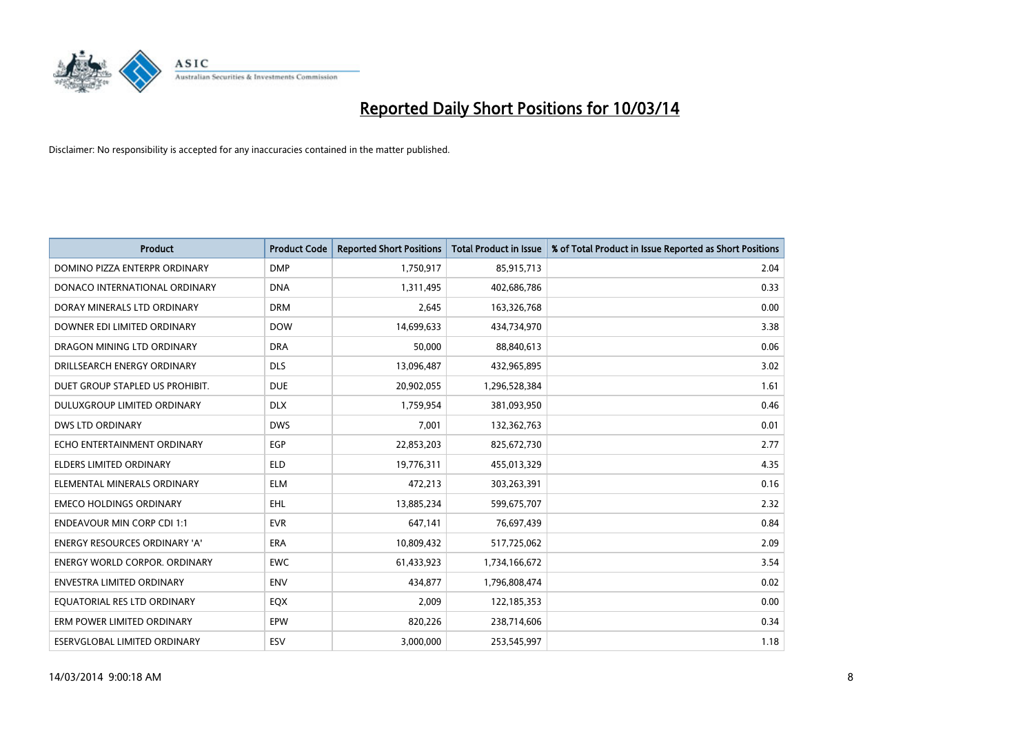# Reported Daily Short Positions for 10/03/14

Disclaimer: No responsibility is accepted for any inaccuracies contained in the matter published.

| Product | Product Code | Reported Short Positions | Total Product in Issue | % of Total Product in Issue Reported as Short Positions |
|---|---|---|---|---|
| DOMINO PIZZA ENTERPR ORDINARY | DMP | 1,750,917 | 85,915,713 | 2.04 |
| DONACO INTERNATIONAL ORDINARY | DNA | 1,311,495 | 402,686,786 | 0.33 |
| DORAY MINERALS LTD ORDINARY | DRM | 2,645 | 163,326,768 | 0.00 |
| DOWNER EDI LIMITED ORDINARY | DOW | 14,699,633 | 434,734,970 | 3.38 |
| DRAGON MINING LTD ORDINARY | DRA | 50,000 | 88,840,613 | 0.06 |
| DRILLSEARCH ENERGY ORDINARY | DLS | 13,096,487 | 432,965,895 | 3.02 |
| DUET GROUP STAPLED US PROHIBIT. | DUE | 20,902,055 | 1,296,528,384 | 1.61 |
| DULUXGROUP LIMITED ORDINARY | DLX | 1,759,954 | 381,093,950 | 0.46 |
| DWS LTD ORDINARY | DWS | 7,001 | 132,362,763 | 0.01 |
| ECHO ENTERTAINMENT ORDINARY | EGP | 22,853,203 | 825,672,730 | 2.77 |
| ELDERS LIMITED ORDINARY | ELD | 19,776,311 | 455,013,329 | 4.35 |
| ELEMENTAL MINERALS ORDINARY | ELM | 472,213 | 303,263,391 | 0.16 |
| EMECO HOLDINGS ORDINARY | EHL | 13,885,234 | 599,675,707 | 2.32 |
| ENDEAVOUR MIN CORP CDI 1:1 | EVR | 647,141 | 76,697,439 | 0.84 |
| ENERGY RESOURCES ORDINARY 'A' | ERA | 10,809,432 | 517,725,062 | 2.09 |
| ENERGY WORLD CORPOR. ORDINARY | EWC | 61,433,923 | 1,734,166,672 | 3.54 |
| ENVESTRA LIMITED ORDINARY | ENV | 434,877 | 1,796,808,474 | 0.02 |
| EQUATORIAL RES LTD ORDINARY | EQX | 2,009 | 122,185,353 | 0.00 |
| ERM POWER LIMITED ORDINARY | EPW | 820,226 | 238,714,606 | 0.34 |
| ESERVGLOBAL LIMITED ORDINARY | ESV | 3,000,000 | 253,545,997 | 1.18 |

14/03/2014 9:00:18 AM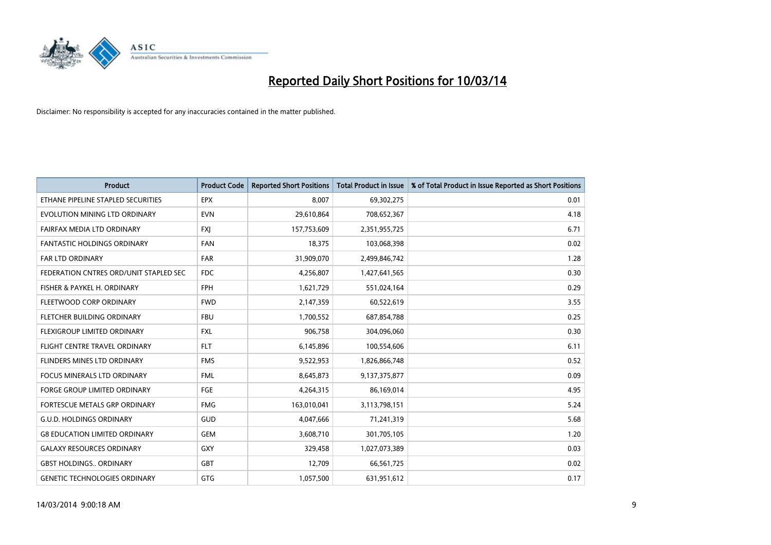# Reported Daily Short Positions for 10/03/14

Disclaimer: No responsibility is accepted for any inaccuracies contained in the matter published.

| Product | Product Code | Reported Short Positions | Total Product in Issue | % of Total Product in Issue Reported as Short Positions |
|---|---|---|---|---|
| ETHANE PIPELINE STAPLED SECURITIES | EPX | 8,007 | 69,302,275 | 0.01 |
| EVOLUTION MINING LTD ORDINARY | EVN | 29,610,864 | 708,652,367 | 4.18 |
| FAIRFAX MEDIA LTD ORDINARY | FXJ | 157,753,609 | 2,351,955,725 | 6.71 |
| FANTASTIC HOLDINGS ORDINARY | FAN | 18,375 | 103,068,398 | 0.02 |
| FAR LTD ORDINARY | FAR | 31,909,070 | 2,499,846,742 | 1.28 |
| FEDERATION CNTRES ORD/UNIT STAPLED SEC | FDC | 4,256,807 | 1,427,641,565 | 0.30 |
| FISHER & PAYKEL H. ORDINARY | FPH | 1,621,729 | 551,024,164 | 0.29 |
| FLEETWOOD CORP ORDINARY | FWD | 2,147,359 | 60,522,619 | 3.55 |
| FLETCHER BUILDING ORDINARY | FBU | 1,700,552 | 687,854,788 | 0.25 |
| FLEXIGROUP LIMITED ORDINARY | FXL | 906,758 | 304,096,060 | 0.30 |
| FLIGHT CENTRE TRAVEL ORDINARY | FLT | 6,145,896 | 100,554,606 | 6.11 |
| FLINDERS MINES LTD ORDINARY | FMS | 9,522,953 | 1,826,866,748 | 0.52 |
| FOCUS MINERALS LTD ORDINARY | FML | 8,645,873 | 9,137,375,877 | 0.09 |
| FORGE GROUP LIMITED ORDINARY | FGE | 4,264,315 | 86,169,014 | 4.95 |
| FORTESCUE METALS GRP ORDINARY | FMG | 163,010,041 | 3,113,798,151 | 5.24 |
| G.U.D. HOLDINGS ORDINARY | GUD | 4,047,666 | 71,241,319 | 5.68 |
| G8 EDUCATION LIMITED ORDINARY | GEM | 3,608,710 | 301,705,105 | 1.20 |
| GALAXY RESOURCES ORDINARY | GXY | 329,458 | 1,027,073,389 | 0.03 |
| GBST HOLDINGS.. ORDINARY | GBT | 12,709 | 66,561,725 | 0.02 |
| GENETIC TECHNOLOGIES ORDINARY | GTG | 1,057,500 | 631,951,612 | 0.17 |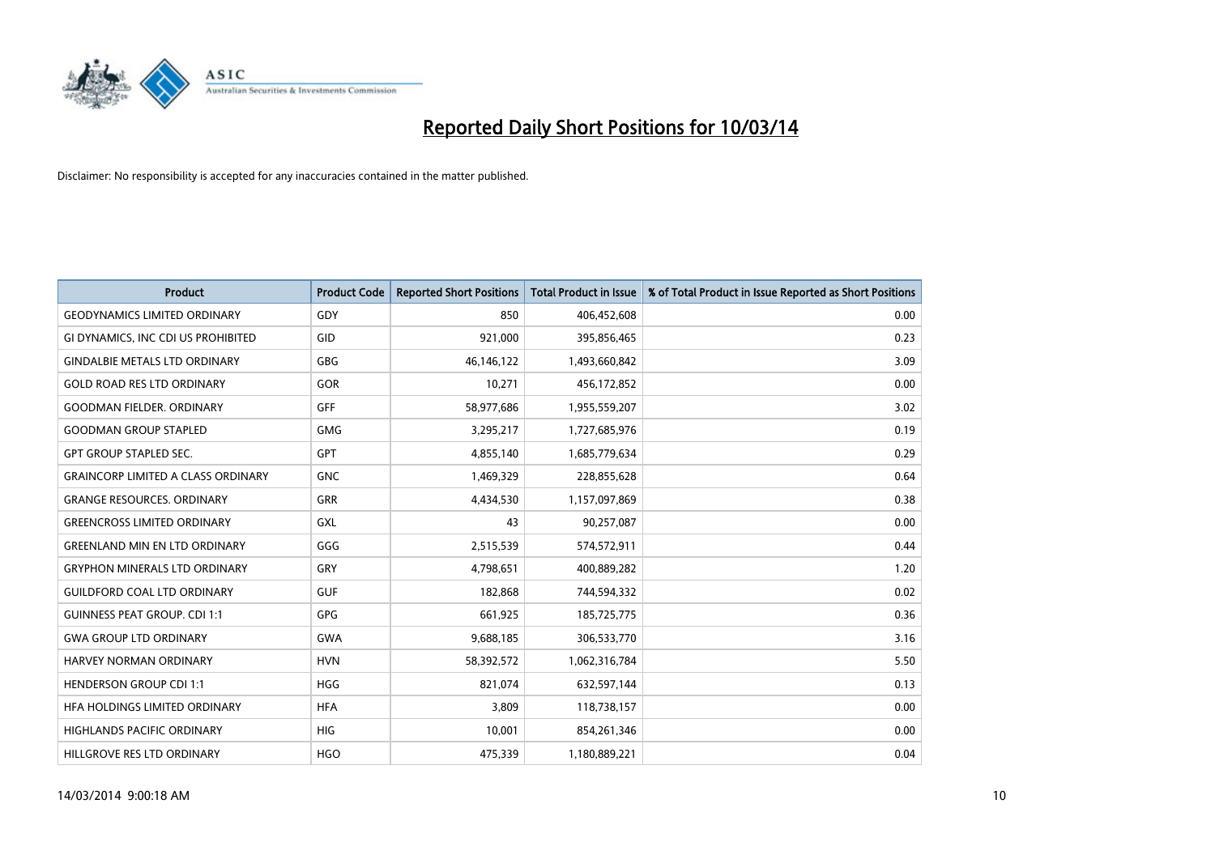# Reported Daily Short Positions for 10/03/14

Disclaimer: No responsibility is accepted for any inaccuracies contained in the matter published.

| Product | Product Code | Reported Short Positions | Total Product in Issue | % of Total Product in Issue Reported as Short Positions |
|---|---|---|---|---|
| GEODYNAMICS LIMITED ORDINARY | GDY | 850 | 406,452,608 | 0.00 |
| GI DYNAMICS, INC CDI US PROHIBITED | GID | 921,000 | 395,856,465 | 0.23 |
| GINDALBIE METALS LTD ORDINARY | GBG | 46,146,122 | 1,493,660,842 | 3.09 |
| GOLD ROAD RES LTD ORDINARY | GOR | 10,271 | 456,172,852 | 0.00 |
| GOODMAN FIELDER. ORDINARY | GFF | 58,977,686 | 1,955,559,207 | 3.02 |
| GOODMAN GROUP STAPLED | GMG | 3,295,217 | 1,727,685,976 | 0.19 |
| GPT GROUP STAPLED SEC. | GPT | 4,855,140 | 1,685,779,634 | 0.29 |
| GRAINCORP LIMITED A CLASS ORDINARY | GNC | 1,469,329 | 228,855,628 | 0.64 |
| GRANGE RESOURCES. ORDINARY | GRR | 4,434,530 | 1,157,097,869 | 0.38 |
| GREENCROSS LIMITED ORDINARY | GXL | 43 | 90,257,087 | 0.00 |
| GREENLAND MIN EN LTD ORDINARY | GGG | 2,515,539 | 574,572,911 | 0.44 |
| GRYPHON MINERALS LTD ORDINARY | GRY | 4,798,651 | 400,889,282 | 1.20 |
| GUILDFORD COAL LTD ORDINARY | GUF | 182,868 | 744,594,332 | 0.02 |
| GUINNESS PEAT GROUP. CDI 1:1 | GPG | 661,925 | 185,725,775 | 0.36 |
| GWA GROUP LTD ORDINARY | GWA | 9,688,185 | 306,533,770 | 3.16 |
| HARVEY NORMAN ORDINARY | HVN | 58,392,572 | 1,062,316,784 | 5.50 |
| HENDERSON GROUP CDI 1:1 | HGG | 821,074 | 632,597,144 | 0.13 |
| HFA HOLDINGS LIMITED ORDINARY | HFA | 3,809 | 118,738,157 | 0.00 |
| HIGHLANDS PACIFIC ORDINARY | HIG | 10,001 | 854,261,346 | 0.00 |
| HILLGROVE RES LTD ORDINARY | HGO | 475,339 | 1,180,889,221 | 0.04 |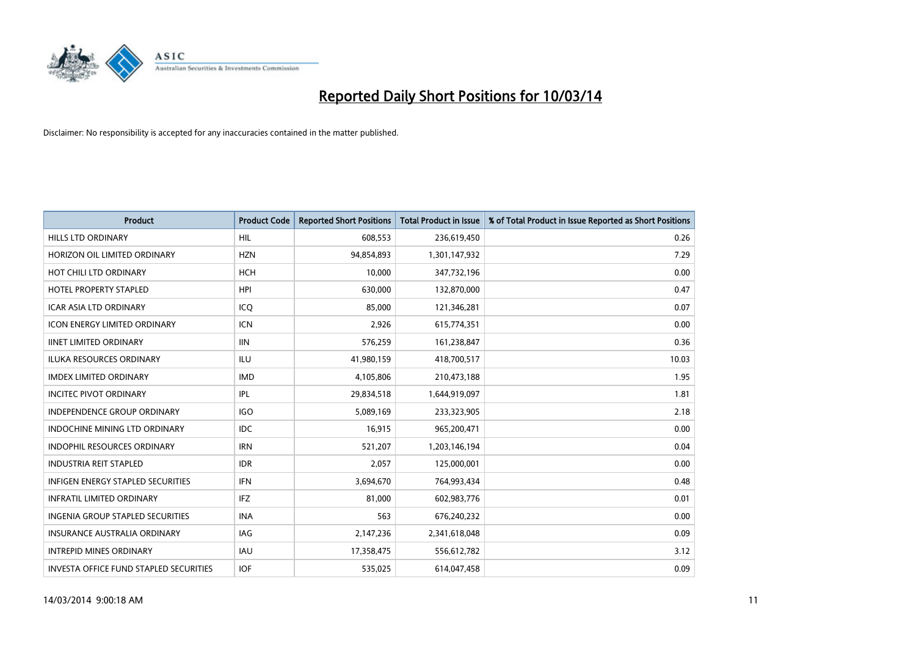# Reported Daily Short Positions for 10/03/14

Disclaimer: No responsibility is accepted for any inaccuracies contained in the matter published.

| Product | Product Code | Reported Short Positions | Total Product in Issue | % of Total Product in Issue Reported as Short Positions |
|---|---|---|---|---|
| HILLS LTD ORDINARY | HIL | 608,553 | 236,619,450 | 0.26 |
| HORIZON OIL LIMITED ORDINARY | HZN | 94,854,893 | 1,301,147,932 | 7.29 |
| HOT CHILI LTD ORDINARY | HCH | 10,000 | 347,732,196 | 0.00 |
| HOTEL PROPERTY STAPLED | HPI | 630,000 | 132,870,000 | 0.47 |
| ICAR ASIA LTD ORDINARY | ICQ | 85,000 | 121,346,281 | 0.07 |
| ICON ENERGY LIMITED ORDINARY | ICN | 2,926 | 615,774,351 | 0.00 |
| IINET LIMITED ORDINARY | IIN | 576,259 | 161,238,847 | 0.36 |
| ILUKA RESOURCES ORDINARY | ILU | 41,980,159 | 418,700,517 | 10.03 |
| IMDEX LIMITED ORDINARY | IMD | 4,105,806 | 210,473,188 | 1.95 |
| INCITEC PIVOT ORDINARY | IPL | 29,834,518 | 1,644,919,097 | 1.81 |
| INDEPENDENCE GROUP ORDINARY | IGO | 5,089,169 | 233,323,905 | 2.18 |
| INDOCHINE MINING LTD ORDINARY | IDC | 16,915 | 965,200,471 | 0.00 |
| INDOPHIL RESOURCES ORDINARY | IRN | 521,207 | 1,203,146,194 | 0.04 |
| INDUSTRIA REIT STAPLED | IDR | 2,057 | 125,000,001 | 0.00 |
| INFIGEN ENERGY STAPLED SECURITIES | IFN | 3,694,670 | 764,993,434 | 0.48 |
| INFRATIL LIMITED ORDINARY | IFZ | 81,000 | 602,983,776 | 0.01 |
| INGENIA GROUP STAPLED SECURITIES | INA | 563 | 676,240,232 | 0.00 |
| INSURANCE AUSTRALIA ORDINARY | IAG | 2,147,236 | 2,341,618,048 | 0.09 |
| INTREPID MINES ORDINARY | IAU | 17,358,475 | 556,612,782 | 3.12 |
| INVESTA OFFICE FUND STAPLED SECURITIES | IOF | 535,025 | 614,047,458 | 0.09 |

14/03/2014 9:00:18 AM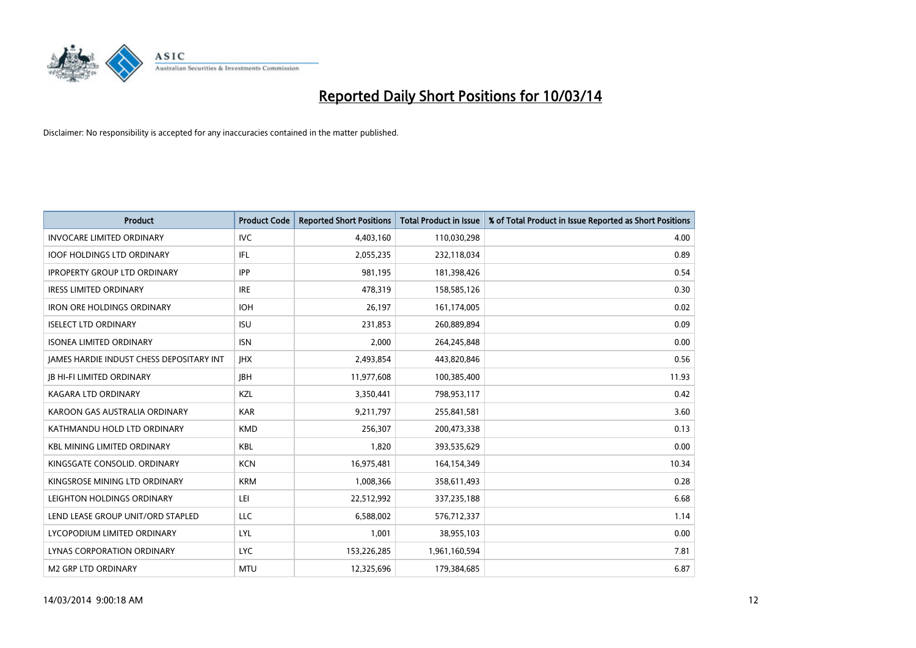# Reported Daily Short Positions for 10/03/14

Disclaimer: No responsibility is accepted for any inaccuracies contained in the matter published.

| Product | Product Code | Reported Short Positions | Total Product in Issue | % of Total Product in Issue Reported as Short Positions |
|---|---|---|---|---|
| INVOCARE LIMITED ORDINARY | IVC | 4,403,160 | 110,030,298 | 4.00 |
| IOOF HOLDINGS LTD ORDINARY | IFL | 2,055,235 | 232,118,034 | 0.89 |
| IPROPERTY GROUP LTD ORDINARY | IPP | 981,195 | 181,398,426 | 0.54 |
| IRESS LIMITED ORDINARY | IRE | 478,319 | 158,585,126 | 0.30 |
| IRON ORE HOLDINGS ORDINARY | IOH | 26,197 | 161,174,005 | 0.02 |
| ISELECT LTD ORDINARY | ISU | 231,853 | 260,889,894 | 0.09 |
| ISONEA LIMITED ORDINARY | ISN | 2,000 | 264,245,848 | 0.00 |
| JAMES HARDIE INDUST CHESS DEPOSITARY INT | JHX | 2,493,854 | 443,820,846 | 0.56 |
| JB HI-FI LIMITED ORDINARY | JBH | 11,977,608 | 100,385,400 | 11.93 |
| KAGARA LTD ORDINARY | KZL | 3,350,441 | 798,953,117 | 0.42 |
| KAROON GAS AUSTRALIA ORDINARY | KAR | 9,211,797 | 255,841,581 | 3.60 |
| KATHMANDU HOLD LTD ORDINARY | KMD | 256,307 | 200,473,338 | 0.13 |
| KBL MINING LIMITED ORDINARY | KBL | 1,820 | 393,535,629 | 0.00 |
| KINGSGATE CONSOLID. ORDINARY | KCN | 16,975,481 | 164,154,349 | 10.34 |
| KINGSROSE MINING LTD ORDINARY | KRM | 1,008,366 | 358,611,493 | 0.28 |
| LEIGHTON HOLDINGS ORDINARY | LEI | 22,512,992 | 337,235,188 | 6.68 |
| LEND LEASE GROUP UNIT/ORD STAPLED | LLC | 6,588,002 | 576,712,337 | 1.14 |
| LYCOPODIUM LIMITED ORDINARY | LYL | 1,001 | 38,955,103 | 0.00 |
| LYNAS CORPORATION ORDINARY | LYC | 153,226,285 | 1,961,160,594 | 7.81 |
| M2 GRP LTD ORDINARY | MTU | 12,325,696 | 179,384,685 | 6.87 |

14/03/2014 9:00:18 AM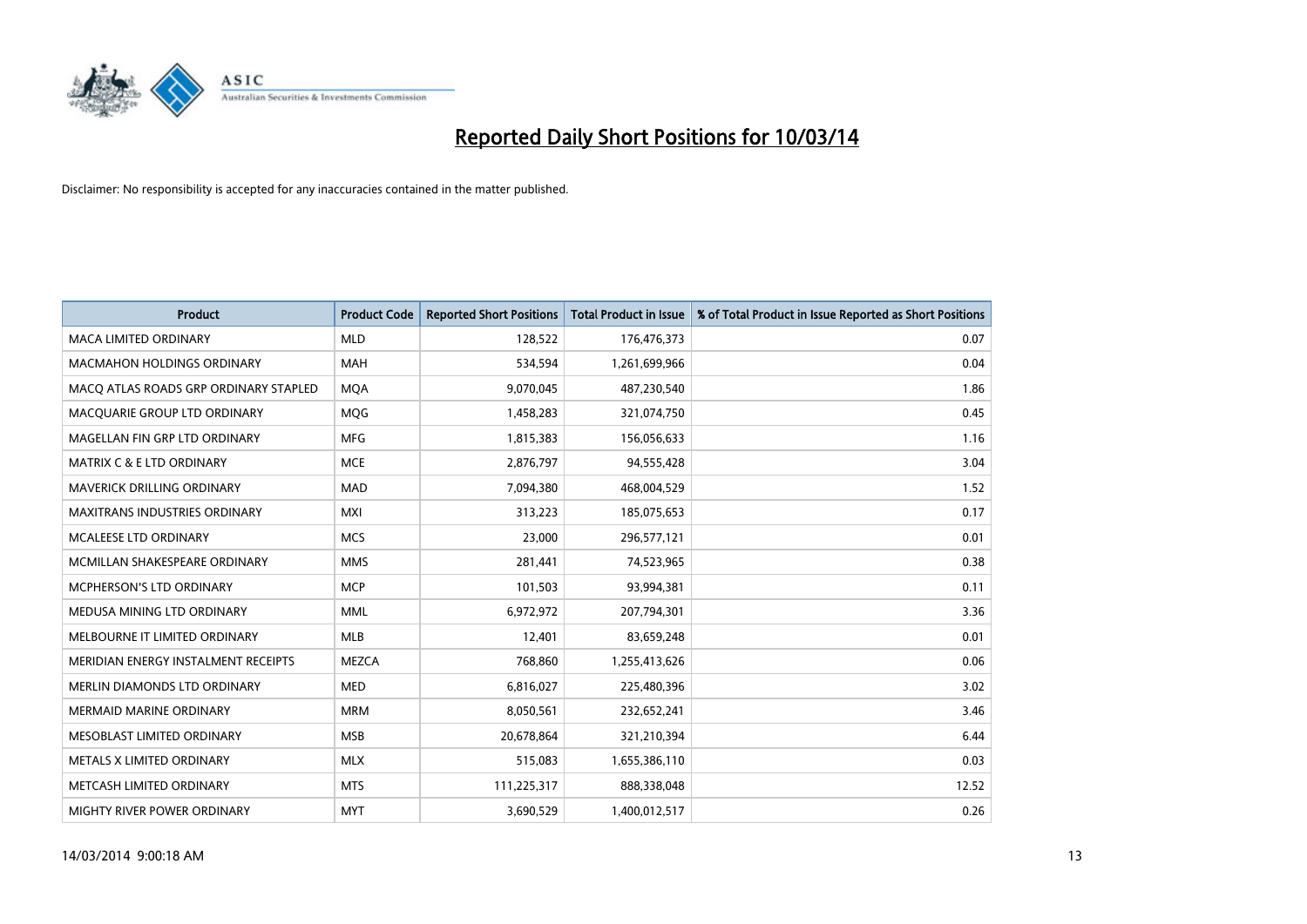# Reported Daily Short Positions for 10/03/14

Disclaimer: No responsibility is accepted for any inaccuracies contained in the matter published.

| Product | Product Code | Reported Short Positions | Total Product in Issue | % of Total Product in Issue Reported as Short Positions |
|---|---|---|---|---|
| MACA LIMITED ORDINARY | MLD | 128,522 | 176,476,373 | 0.07 |
| MACMAHON HOLDINGS ORDINARY | MAH | 534,594 | 1,261,699,966 | 0.04 |
| MACQ ATLAS ROADS GRP ORDINARY STAPLED | MQA | 9,070,045 | 487,230,540 | 1.86 |
| MACQUARIE GROUP LTD ORDINARY | MQG | 1,458,283 | 321,074,750 | 0.45 |
| MAGELLAN FIN GRP LTD ORDINARY | MFG | 1,815,383 | 156,056,633 | 1.16 |
| MATRIX C & E LTD ORDINARY | MCE | 2,876,797 | 94,555,428 | 3.04 |
| MAVERICK DRILLING ORDINARY | MAD | 7,094,380 | 468,004,529 | 1.52 |
| MAXITRANS INDUSTRIES ORDINARY | MXI | 313,223 | 185,075,653 | 0.17 |
| MCALEESE LTD ORDINARY | MCS | 23,000 | 296,577,121 | 0.01 |
| MCMILLAN SHAKESPEARE ORDINARY | MMS | 281,441 | 74,523,965 | 0.38 |
| MCPHERSON'S LTD ORDINARY | MCP | 101,503 | 93,994,381 | 0.11 |
| MEDUSA MINING LTD ORDINARY | MML | 6,972,972 | 207,794,301 | 3.36 |
| MELBOURNE IT LIMITED ORDINARY | MLB | 12,401 | 83,659,248 | 0.01 |
| MERIDIAN ENERGY INSTALMENT RECEIPTS | MEZCA | 768,860 | 1,255,413,626 | 0.06 |
| MERLIN DIAMONDS LTD ORDINARY | MED | 6,816,027 | 225,480,396 | 3.02 |
| MERMAID MARINE ORDINARY | MRM | 8,050,561 | 232,652,241 | 3.46 |
| MESOBLAST LIMITED ORDINARY | MSB | 20,678,864 | 321,210,394 | 6.44 |
| METALS X LIMITED ORDINARY | MLX | 515,083 | 1,655,386,110 | 0.03 |
| METCASH LIMITED ORDINARY | MTS | 111,225,317 | 888,338,048 | 12.52 |
| MIGHTY RIVER POWER ORDINARY | MYT | 3,690,529 | 1,400,012,517 | 0.26 |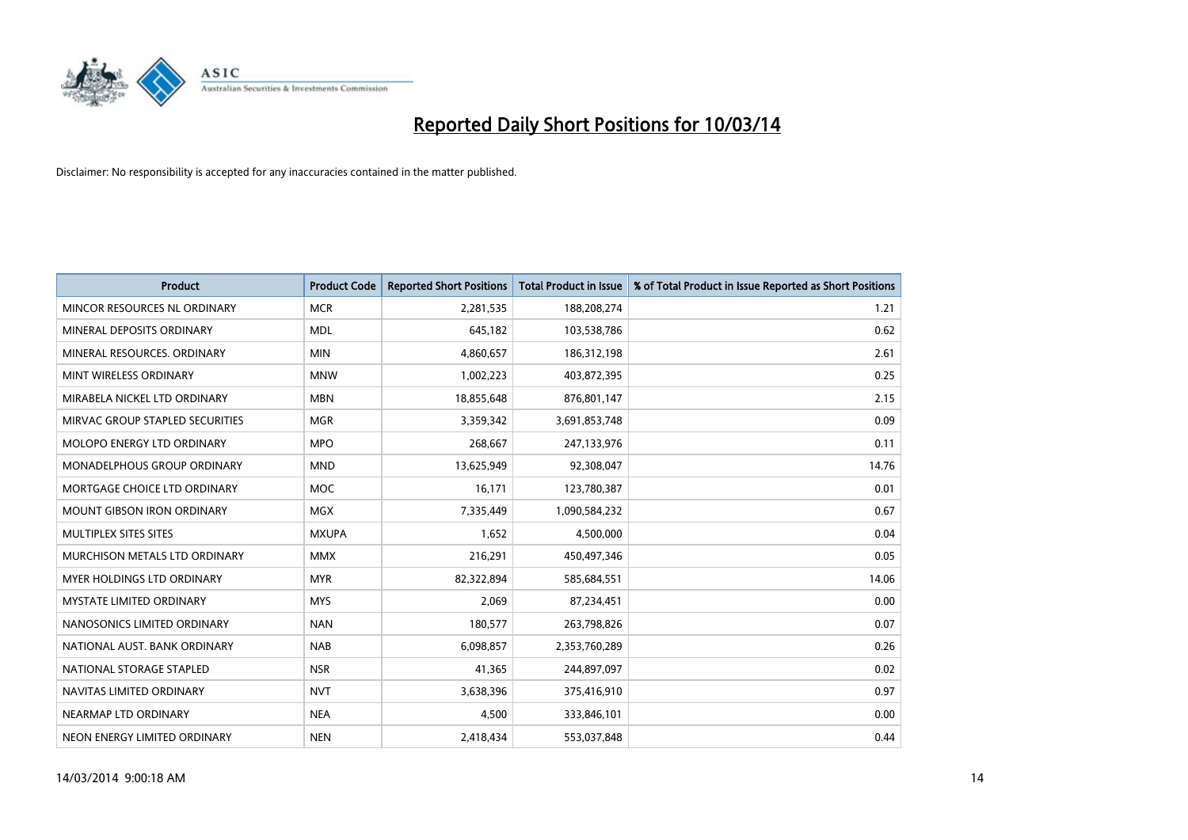# Reported Daily Short Positions for 10/03/14

Disclaimer: No responsibility is accepted for any inaccuracies contained in the matter published.

| Product | Product Code | Reported Short Positions | Total Product in Issue | % of Total Product in Issue Reported as Short Positions |
|---|---|---|---|---|
| MINCOR RESOURCES NL ORDINARY | MCR | 2,281,535 | 188,208,274 | 1.21 |
| MINERAL DEPOSITS ORDINARY | MDL | 645,182 | 103,538,786 | 0.62 |
| MINERAL RESOURCES. ORDINARY | MIN | 4,860,657 | 186,312,198 | 2.61 |
| MINT WIRELESS ORDINARY | MNW | 1,002,223 | 403,872,395 | 0.25 |
| MIRABELA NICKEL LTD ORDINARY | MBN | 18,855,648 | 876,801,147 | 2.15 |
| MIRVAC GROUP STAPLED SECURITIES | MGR | 3,359,342 | 3,691,853,748 | 0.09 |
| MOLOPO ENERGY LTD ORDINARY | MPO | 268,667 | 247,133,976 | 0.11 |
| MONADELPHOUS GROUP ORDINARY | MND | 13,625,949 | 92,308,047 | 14.76 |
| MORTGAGE CHOICE LTD ORDINARY | MOC | 16,171 | 123,780,387 | 0.01 |
| MOUNT GIBSON IRON ORDINARY | MGX | 7,335,449 | 1,090,584,232 | 0.67 |
| MULTIPLEX SITES SITES | MXUPA | 1,652 | 4,500,000 | 0.04 |
| MURCHISON METALS LTD ORDINARY | MMX | 216,291 | 450,497,346 | 0.05 |
| MYER HOLDINGS LTD ORDINARY | MYR | 82,322,894 | 585,684,551 | 14.06 |
| MYSTATE LIMITED ORDINARY | MYS | 2,069 | 87,234,451 | 0.00 |
| NANOSONICS LIMITED ORDINARY | NAN | 180,577 | 263,798,826 | 0.07 |
| NATIONAL AUST. BANK ORDINARY | NAB | 6,098,857 | 2,353,760,289 | 0.26 |
| NATIONAL STORAGE STAPLED | NSR | 41,365 | 244,897,097 | 0.02 |
| NAVITAS LIMITED ORDINARY | NVT | 3,638,396 | 375,416,910 | 0.97 |
| NEARMAP LTD ORDINARY | NEA | 4,500 | 333,846,101 | 0.00 |
| NEON ENERGY LIMITED ORDINARY | NEN | 2,418,434 | 553,037,848 | 0.44 |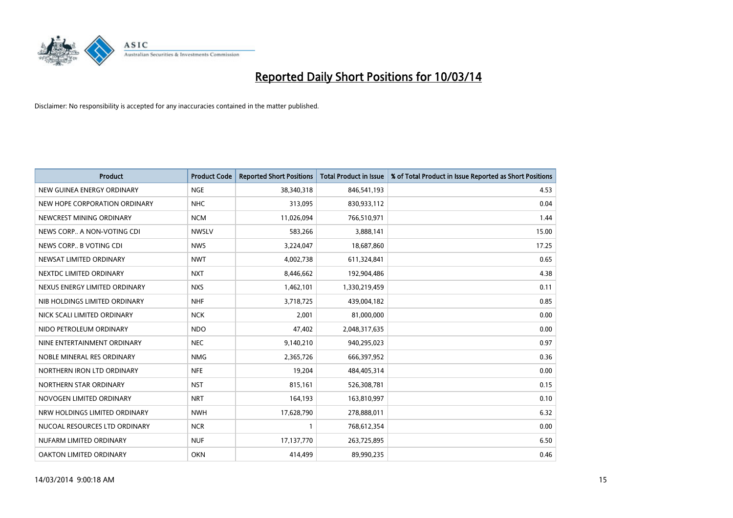# Reported Daily Short Positions for 10/03/14

Disclaimer: No responsibility is accepted for any inaccuracies contained in the matter published.

| Product | Product Code | Reported Short Positions | Total Product in Issue | % of Total Product in Issue Reported as Short Positions |
|---|---|---|---|---|
| NEW GUINEA ENERGY ORDINARY | NGE | 38,340,318 | 846,541,193 | 4.53 |
| NEW HOPE CORPORATION ORDINARY | NHC | 313,095 | 830,933,112 | 0.04 |
| NEWCREST MINING ORDINARY | NCM | 11,026,094 | 766,510,971 | 1.44 |
| NEWS CORP.. A NON-VOTING CDI | NWSLV | 583,266 | 3,888,141 | 15.00 |
| NEWS CORP.. B VOTING CDI | NWS | 3,224,047 | 18,687,860 | 17.25 |
| NEWSAT LIMITED ORDINARY | NWT | 4,002,738 | 611,324,841 | 0.65 |
| NEXTDC LIMITED ORDINARY | NXT | 8,446,662 | 192,904,486 | 4.38 |
| NEXUS ENERGY LIMITED ORDINARY | NXS | 1,462,101 | 1,330,219,459 | 0.11 |
| NIB HOLDINGS LIMITED ORDINARY | NHF | 3,718,725 | 439,004,182 | 0.85 |
| NICK SCALI LIMITED ORDINARY | NCK | 2,001 | 81,000,000 | 0.00 |
| NIDO PETROLEUM ORDINARY | NDO | 47,402 | 2,048,317,635 | 0.00 |
| NINE ENTERTAINMENT ORDINARY | NEC | 9,140,210 | 940,295,023 | 0.97 |
| NOBLE MINERAL RES ORDINARY | NMG | 2,365,726 | 666,397,952 | 0.36 |
| NORTHERN IRON LTD ORDINARY | NFE | 19,204 | 484,405,314 | 0.00 |
| NORTHERN STAR ORDINARY | NST | 815,161 | 526,308,781 | 0.15 |
| NOVOGEN LIMITED ORDINARY | NRT | 164,193 | 163,810,997 | 0.10 |
| NRW HOLDINGS LIMITED ORDINARY | NWH | 17,628,790 | 278,888,011 | 6.32 |
| NUCOAL RESOURCES LTD ORDINARY | NCR | 1 | 768,612,354 | 0.00 |
| NUFARM LIMITED ORDINARY | NUF | 17,137,770 | 263,725,895 | 6.50 |
| OAKTON LIMITED ORDINARY | OKN | 414,499 | 89,990,235 | 0.46 |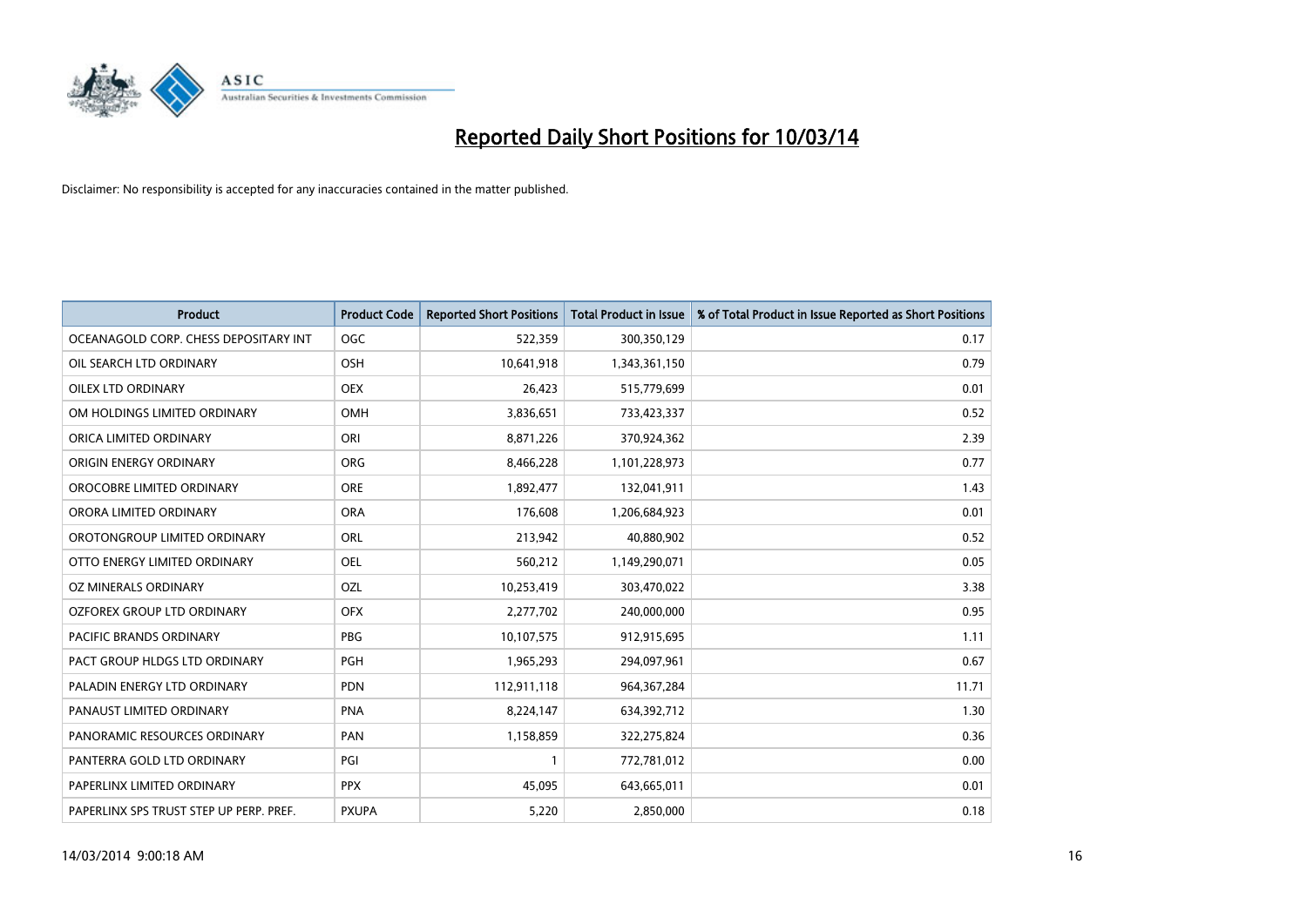# Reported Daily Short Positions for 10/03/14

Disclaimer: No responsibility is accepted for any inaccuracies contained in the matter published.

| Product | Product Code | Reported Short Positions | Total Product in Issue | % of Total Product in Issue Reported as Short Positions |
|---|---|---|---|---|
| OCEANAGOLD CORP. CHESS DEPOSITARY INT | OGC | 522,359 | 300,350,129 | 0.17 |
| OIL SEARCH LTD ORDINARY | OSH | 10,641,918 | 1,343,361,150 | 0.79 |
| OILEX LTD ORDINARY | OEX | 26,423 | 515,779,699 | 0.01 |
| OM HOLDINGS LIMITED ORDINARY | OMH | 3,836,651 | 733,423,337 | 0.52 |
| ORICA LIMITED ORDINARY | ORI | 8,871,226 | 370,924,362 | 2.39 |
| ORIGIN ENERGY ORDINARY | ORG | 8,466,228 | 1,101,228,973 | 0.77 |
| OROCOBRE LIMITED ORDINARY | ORE | 1,892,477 | 132,041,911 | 1.43 |
| ORORA LIMITED ORDINARY | ORA | 176,608 | 1,206,684,923 | 0.01 |
| OROTONGROUP LIMITED ORDINARY | ORL | 213,942 | 40,880,902 | 0.52 |
| OTTO ENERGY LIMITED ORDINARY | OEL | 560,212 | 1,149,290,071 | 0.05 |
| OZ MINERALS ORDINARY | OZL | 10,253,419 | 303,470,022 | 3.38 |
| OZFOREX GROUP LTD ORDINARY | OFX | 2,277,702 | 240,000,000 | 0.95 |
| PACIFIC BRANDS ORDINARY | PBG | 10,107,575 | 912,915,695 | 1.11 |
| PACT GROUP HLDGS LTD ORDINARY | PGH | 1,965,293 | 294,097,961 | 0.67 |
| PALADIN ENERGY LTD ORDINARY | PDN | 112,911,118 | 964,367,284 | 11.71 |
| PANAUST LIMITED ORDINARY | PNA | 8,224,147 | 634,392,712 | 1.30 |
| PANORAMIC RESOURCES ORDINARY | PAN | 1,158,859 | 322,275,824 | 0.36 |
| PANTERRA GOLD LTD ORDINARY | PGI | 1 | 772,781,012 | 0.00 |
| PAPERLINX LIMITED ORDINARY | PPX | 45,095 | 643,665,011 | 0.01 |
| PAPERLINX SPS TRUST STEP UP PERP. PREF. | PXUPA | 5,220 | 2,850,000 | 0.18 |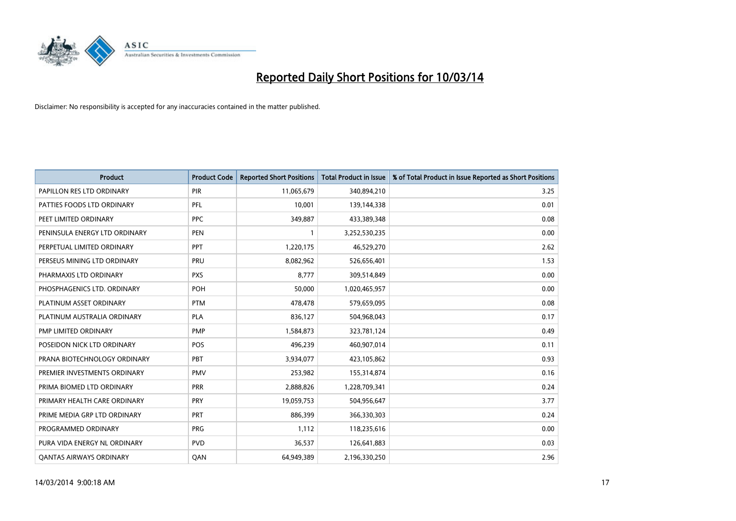# Reported Daily Short Positions for 10/03/14

Disclaimer: No responsibility is accepted for any inaccuracies contained in the matter published.

| Product | Product Code | Reported Short Positions | Total Product in Issue | % of Total Product in Issue Reported as Short Positions |
|---|---|---|---|---|
| PAPILLON RES LTD ORDINARY | PIR | 11,065,679 | 340,894,210 | 3.25 |
| PATTIES FOODS LTD ORDINARY | PFL | 10,001 | 139,144,338 | 0.01 |
| PEET LIMITED ORDINARY | PPC | 349,887 | 433,389,348 | 0.08 |
| PENINSULA ENERGY LTD ORDINARY | PEN | 1 | 3,252,530,235 | 0.00 |
| PERPETUAL LIMITED ORDINARY | PPT | 1,220,175 | 46,529,270 | 2.62 |
| PERSEUS MINING LTD ORDINARY | PRU | 8,082,962 | 526,656,401 | 1.53 |
| PHARMAXIS LTD ORDINARY | PXS | 8,777 | 309,514,849 | 0.00 |
| PHOSPHAGENICS LTD. ORDINARY | POH | 50,000 | 1,020,465,957 | 0.00 |
| PLATINUM ASSET ORDINARY | PTM | 478,478 | 579,659,095 | 0.08 |
| PLATINUM AUSTRALIA ORDINARY | PLA | 836,127 | 504,968,043 | 0.17 |
| PMP LIMITED ORDINARY | PMP | 1,584,873 | 323,781,124 | 0.49 |
| POSEIDON NICK LTD ORDINARY | POS | 496,239 | 460,907,014 | 0.11 |
| PRANA BIOTECHNOLOGY ORDINARY | PBT | 3,934,077 | 423,105,862 | 0.93 |
| PREMIER INVESTMENTS ORDINARY | PMV | 253,982 | 155,314,874 | 0.16 |
| PRIMA BIOMED LTD ORDINARY | PRR | 2,888,826 | 1,228,709,341 | 0.24 |
| PRIMARY HEALTH CARE ORDINARY | PRY | 19,059,753 | 504,956,647 | 3.77 |
| PRIME MEDIA GRP LTD ORDINARY | PRT | 886,399 | 366,330,303 | 0.24 |
| PROGRAMMED ORDINARY | PRG | 1,112 | 118,235,616 | 0.00 |
| PURA VIDA ENERGY NL ORDINARY | PVD | 36,537 | 126,641,883 | 0.03 |
| QANTAS AIRWAYS ORDINARY | QAN | 64,949,389 | 2,196,330,250 | 2.96 |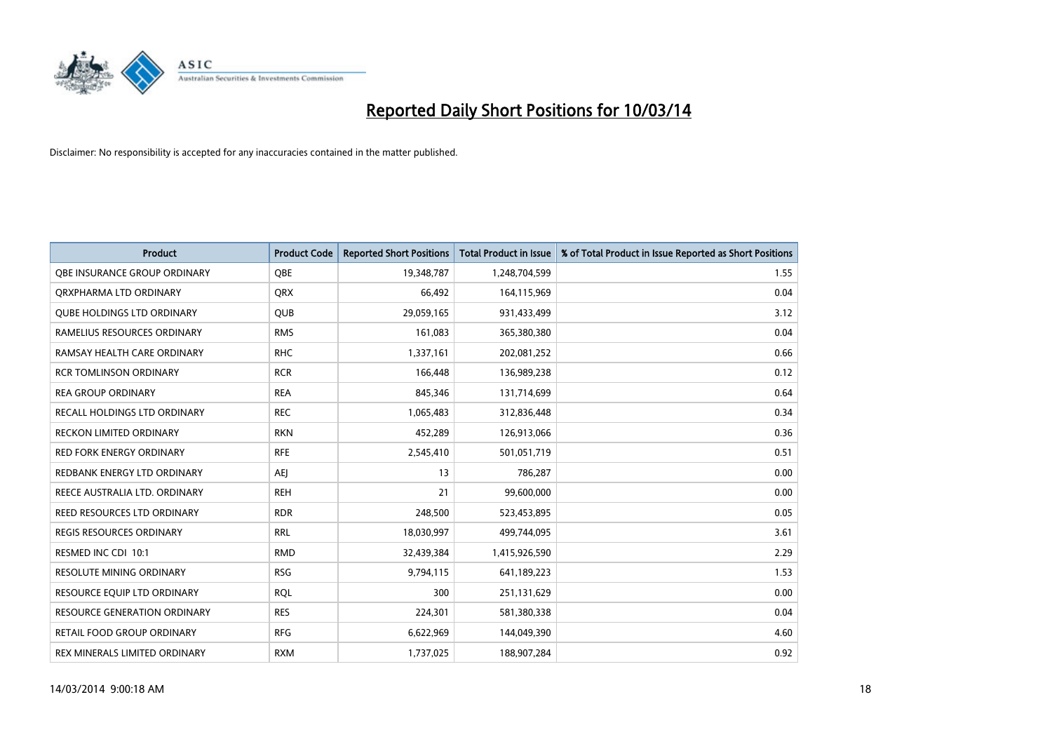# Reported Daily Short Positions for 10/03/14

Disclaimer: No responsibility is accepted for any inaccuracies contained in the matter published.

| Product | Product Code | Reported Short Positions | Total Product in Issue | % of Total Product in Issue Reported as Short Positions |
|---|---|---|---|---|
| QBE INSURANCE GROUP ORDINARY | QBE | 19,348,787 | 1,248,704,599 | 1.55 |
| QRXPHARMA LTD ORDINARY | QRX | 66,492 | 164,115,969 | 0.04 |
| QUBE HOLDINGS LTD ORDINARY | QUB | 29,059,165 | 931,433,499 | 3.12 |
| RAMELIUS RESOURCES ORDINARY | RMS | 161,083 | 365,380,380 | 0.04 |
| RAMSAY HEALTH CARE ORDINARY | RHC | 1,337,161 | 202,081,252 | 0.66 |
| RCR TOMLINSON ORDINARY | RCR | 166,448 | 136,989,238 | 0.12 |
| REA GROUP ORDINARY | REA | 845,346 | 131,714,699 | 0.64 |
| RECALL HOLDINGS LTD ORDINARY | REC | 1,065,483 | 312,836,448 | 0.34 |
| RECKON LIMITED ORDINARY | RKN | 452,289 | 126,913,066 | 0.36 |
| RED FORK ENERGY ORDINARY | RFE | 2,545,410 | 501,051,719 | 0.51 |
| REDBANK ENERGY LTD ORDINARY | AEJ | 13 | 786,287 | 0.00 |
| REECE AUSTRALIA LTD. ORDINARY | REH | 21 | 99,600,000 | 0.00 |
| REED RESOURCES LTD ORDINARY | RDR | 248,500 | 523,453,895 | 0.05 |
| REGIS RESOURCES ORDINARY | RRL | 18,030,997 | 499,744,095 | 3.61 |
| RESMED INC CDI 10:1 | RMD | 32,439,384 | 1,415,926,590 | 2.29 |
| RESOLUTE MINING ORDINARY | RSG | 9,794,115 | 641,189,223 | 1.53 |
| RESOURCE EQUIP LTD ORDINARY | RQL | 300 | 251,131,629 | 0.00 |
| RESOURCE GENERATION ORDINARY | RES | 224,301 | 581,380,338 | 0.04 |
| RETAIL FOOD GROUP ORDINARY | RFG | 6,622,969 | 144,049,390 | 4.60 |
| REX MINERALS LIMITED ORDINARY | RXM | 1,737,025 | 188,907,284 | 0.92 |

14/03/2014 9:00:18 AM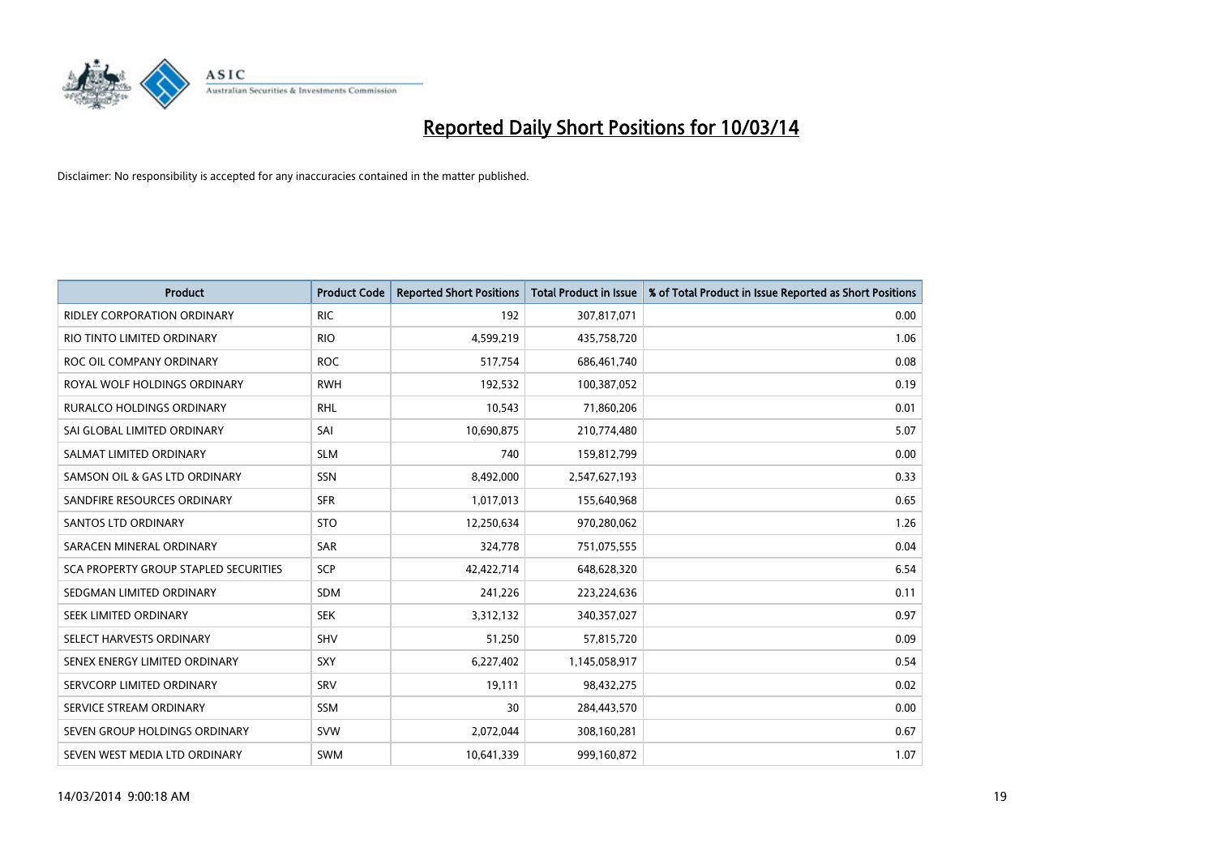# Reported Daily Short Positions for 10/03/14

Disclaimer: No responsibility is accepted for any inaccuracies contained in the matter published.

| Product | Product Code | Reported Short Positions | Total Product in Issue | % of Total Product in Issue Reported as Short Positions |
|---|---|---|---|---|
| RIDLEY CORPORATION ORDINARY | RIC | 192 | 307,817,071 | 0.00 |
| RIO TINTO LIMITED ORDINARY | RIO | 4,599,219 | 435,758,720 | 1.06 |
| ROC OIL COMPANY ORDINARY | ROC | 517,754 | 686,461,740 | 0.08 |
| ROYAL WOLF HOLDINGS ORDINARY | RWH | 192,532 | 100,387,052 | 0.19 |
| RURALCO HOLDINGS ORDINARY | RHL | 10,543 | 71,860,206 | 0.01 |
| SAI GLOBAL LIMITED ORDINARY | SAI | 10,690,875 | 210,774,480 | 5.07 |
| SALMAT LIMITED ORDINARY | SLM | 740 | 159,812,799 | 0.00 |
| SAMSON OIL & GAS LTD ORDINARY | SSN | 8,492,000 | 2,547,627,193 | 0.33 |
| SANDFIRE RESOURCES ORDINARY | SFR | 1,017,013 | 155,640,968 | 0.65 |
| SANTOS LTD ORDINARY | STO | 12,250,634 | 970,280,062 | 1.26 |
| SARACEN MINERAL ORDINARY | SAR | 324,778 | 751,075,555 | 0.04 |
| SCA PROPERTY GROUP STAPLED SECURITIES | SCP | 42,422,714 | 648,628,320 | 6.54 |
| SEDGMAN LIMITED ORDINARY | SDM | 241,226 | 223,224,636 | 0.11 |
| SEEK LIMITED ORDINARY | SEK | 3,312,132 | 340,357,027 | 0.97 |
| SELECT HARVESTS ORDINARY | SHV | 51,250 | 57,815,720 | 0.09 |
| SENEX ENERGY LIMITED ORDINARY | SXY | 6,227,402 | 1,145,058,917 | 0.54 |
| SERVCORP LIMITED ORDINARY | SRV | 19,111 | 98,432,275 | 0.02 |
| SERVICE STREAM ORDINARY | SSM | 30 | 284,443,570 | 0.00 |
| SEVEN GROUP HOLDINGS ORDINARY | SVW | 2,072,044 | 308,160,281 | 0.67 |
| SEVEN WEST MEDIA LTD ORDINARY | SWM | 10,641,339 | 999,160,872 | 1.07 |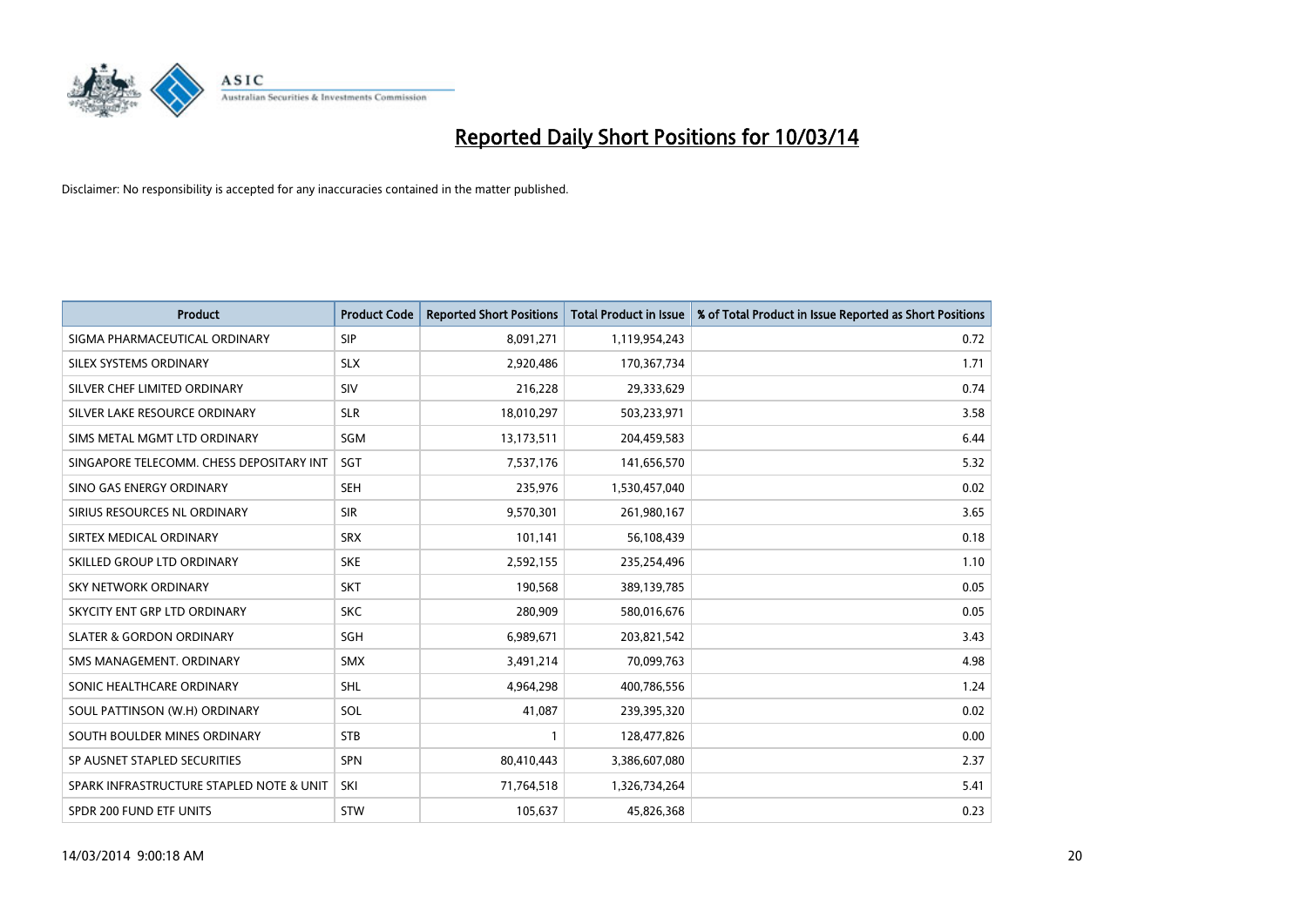# Reported Daily Short Positions for 10/03/14

Disclaimer: No responsibility is accepted for any inaccuracies contained in the matter published.

| Product | Product Code | Reported Short Positions | Total Product in Issue | % of Total Product in Issue Reported as Short Positions |
|---|---|---|---|---|
| SIGMA PHARMACEUTICAL ORDINARY | SIP | 8,091,271 | 1,119,954,243 | 0.72 |
| SILEX SYSTEMS ORDINARY | SLX | 2,920,486 | 170,367,734 | 1.71 |
| SILVER CHEF LIMITED ORDINARY | SIV | 216,228 | 29,333,629 | 0.74 |
| SILVER LAKE RESOURCE ORDINARY | SLR | 18,010,297 | 503,233,971 | 3.58 |
| SIMS METAL MGMT LTD ORDINARY | SGM | 13,173,511 | 204,459,583 | 6.44 |
| SINGAPORE TELECOMM. CHESS DEPOSITARY INT | SGT | 7,537,176 | 141,656,570 | 5.32 |
| SINO GAS ENERGY ORDINARY | SEH | 235,976 | 1,530,457,040 | 0.02 |
| SIRIUS RESOURCES NL ORDINARY | SIR | 9,570,301 | 261,980,167 | 3.65 |
| SIRTEX MEDICAL ORDINARY | SRX | 101,141 | 56,108,439 | 0.18 |
| SKILLED GROUP LTD ORDINARY | SKE | 2,592,155 | 235,254,496 | 1.10 |
| SKY NETWORK ORDINARY | SKT | 190,568 | 389,139,785 | 0.05 |
| SKYCITY ENT GRP LTD ORDINARY | SKC | 280,909 | 580,016,676 | 0.05 |
| SLATER & GORDON ORDINARY | SGH | 6,989,671 | 203,821,542 | 3.43 |
| SMS MANAGEMENT. ORDINARY | SMX | 3,491,214 | 70,099,763 | 4.98 |
| SONIC HEALTHCARE ORDINARY | SHL | 4,964,298 | 400,786,556 | 1.24 |
| SOUL PATTINSON (W.H) ORDINARY | SOL | 41,087 | 239,395,320 | 0.02 |
| SOUTH BOULDER MINES ORDINARY | STB | 1 | 128,477,826 | 0.00 |
| SP AUSNET STAPLED SECURITIES | SPN | 80,410,443 | 3,386,607,080 | 2.37 |
| SPARK INFRASTRUCTURE STAPLED NOTE & UNIT | SKI | 71,764,518 | 1,326,734,264 | 5.41 |
| SPDR 200 FUND ETF UNITS | STW | 105,637 | 45,826,368 | 0.23 |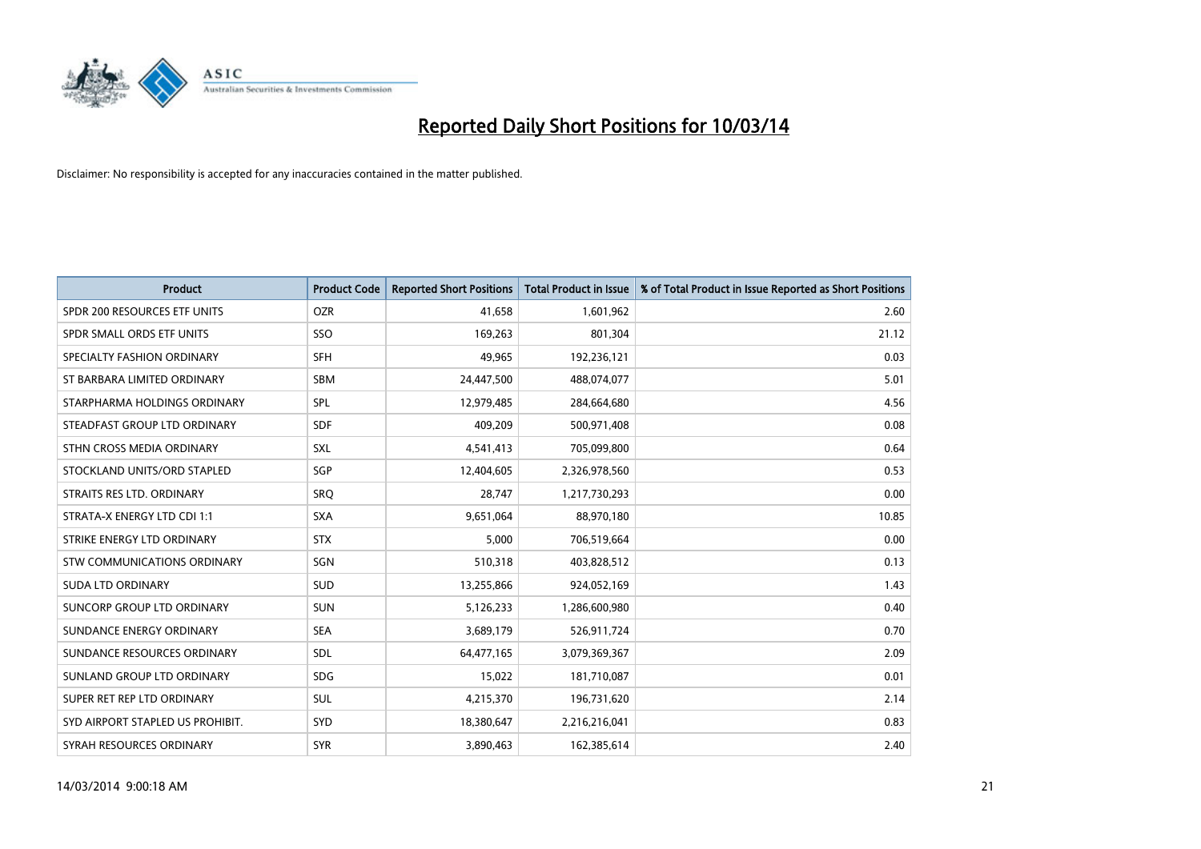# Reported Daily Short Positions for 10/03/14

Disclaimer: No responsibility is accepted for any inaccuracies contained in the matter published.

| Product | Product Code | Reported Short Positions | Total Product in Issue | % of Total Product in Issue Reported as Short Positions |
|---|---|---|---|---|
| SPDR 200 RESOURCES ETF UNITS | OZR | 41,658 | 1,601,962 | 2.60 |
| SPDR SMALL ORDS ETF UNITS | SSO | 169,263 | 801,304 | 21.12 |
| SPECIALTY FASHION ORDINARY | SFH | 49,965 | 192,236,121 | 0.03 |
| ST BARBARA LIMITED ORDINARY | SBM | 24,447,500 | 488,074,077 | 5.01 |
| STARPHARMA HOLDINGS ORDINARY | SPL | 12,979,485 | 284,664,680 | 4.56 |
| STEADFAST GROUP LTD ORDINARY | SDF | 409,209 | 500,971,408 | 0.08 |
| STHN CROSS MEDIA ORDINARY | SXL | 4,541,413 | 705,099,800 | 0.64 |
| STOCKLAND UNITS/ORD STAPLED | SGP | 12,404,605 | 2,326,978,560 | 0.53 |
| STRAITS RES LTD. ORDINARY | SRQ | 28,747 | 1,217,730,293 | 0.00 |
| STRATA-X ENERGY LTD CDI 1:1 | SXA | 9,651,064 | 88,970,180 | 10.85 |
| STRIKE ENERGY LTD ORDINARY | STX | 5,000 | 706,519,664 | 0.00 |
| STW COMMUNICATIONS ORDINARY | SGN | 510,318 | 403,828,512 | 0.13 |
| SUDA LTD ORDINARY | SUD | 13,255,866 | 924,052,169 | 1.43 |
| SUNCORP GROUP LTD ORDINARY | SUN | 5,126,233 | 1,286,600,980 | 0.40 |
| SUNDANCE ENERGY ORDINARY | SEA | 3,689,179 | 526,911,724 | 0.70 |
| SUNDANCE RESOURCES ORDINARY | SDL | 64,477,165 | 3,079,369,367 | 2.09 |
| SUNLAND GROUP LTD ORDINARY | SDG | 15,022 | 181,710,087 | 0.01 |
| SUPER RET REP LTD ORDINARY | SUL | 4,215,370 | 196,731,620 | 2.14 |
| SYD AIRPORT STAPLED US PROHIBIT. | SYD | 18,380,647 | 2,216,216,041 | 0.83 |
| SYRAH RESOURCES ORDINARY | SYR | 3,890,463 | 162,385,614 | 2.40 |

14/03/2014 9:00:18 AM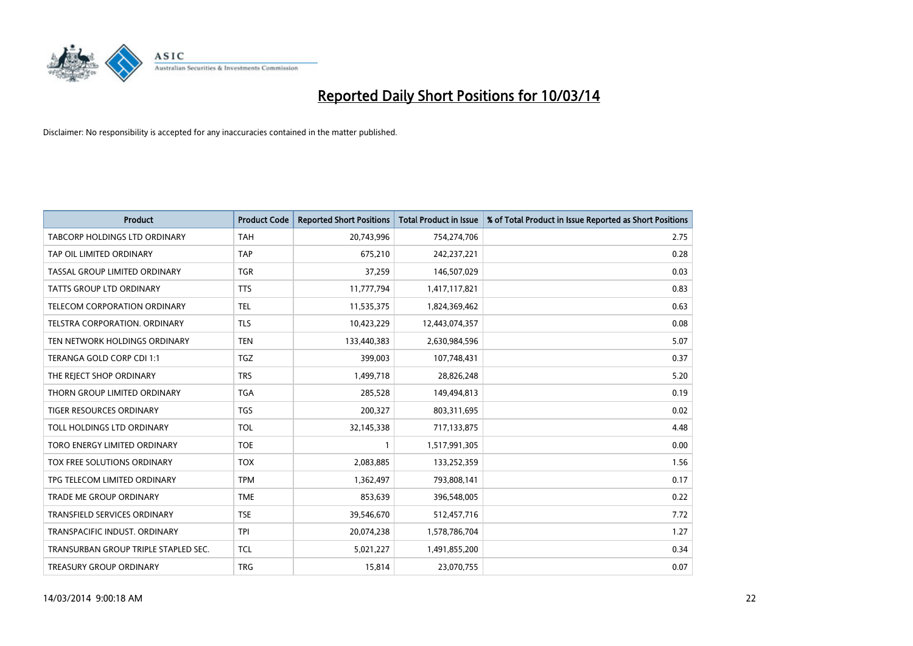# Reported Daily Short Positions for 10/03/14

Disclaimer: No responsibility is accepted for any inaccuracies contained in the matter published.

| Product | Product Code | Reported Short Positions | Total Product in Issue | % of Total Product in Issue Reported as Short Positions |
|---|---|---|---|---|
| TABCORP HOLDINGS LTD ORDINARY | TAH | 20,743,996 | 754,274,706 | 2.75 |
| TAP OIL LIMITED ORDINARY | TAP | 675,210 | 242,237,221 | 0.28 |
| TASSAL GROUP LIMITED ORDINARY | TGR | 37,259 | 146,507,029 | 0.03 |
| TATTS GROUP LTD ORDINARY | TTS | 11,777,794 | 1,417,117,821 | 0.83 |
| TELECOM CORPORATION ORDINARY | TEL | 11,535,375 | 1,824,369,462 | 0.63 |
| TELSTRA CORPORATION. ORDINARY | TLS | 10,423,229 | 12,443,074,357 | 0.08 |
| TEN NETWORK HOLDINGS ORDINARY | TEN | 133,440,383 | 2,630,984,596 | 5.07 |
| TERANGA GOLD CORP CDI 1:1 | TGZ | 399,003 | 107,748,431 | 0.37 |
| THE REJECT SHOP ORDINARY | TRS | 1,499,718 | 28,826,248 | 5.20 |
| THORN GROUP LIMITED ORDINARY | TGA | 285,528 | 149,494,813 | 0.19 |
| TIGER RESOURCES ORDINARY | TGS | 200,327 | 803,311,695 | 0.02 |
| TOLL HOLDINGS LTD ORDINARY | TOL | 32,145,338 | 717,133,875 | 4.48 |
| TORO ENERGY LIMITED ORDINARY | TOE | 1 | 1,517,991,305 | 0.00 |
| TOX FREE SOLUTIONS ORDINARY | TOX | 2,083,885 | 133,252,359 | 1.56 |
| TPG TELECOM LIMITED ORDINARY | TPM | 1,362,497 | 793,808,141 | 0.17 |
| TRADE ME GROUP ORDINARY | TME | 853,639 | 396,548,005 | 0.22 |
| TRANSFIELD SERVICES ORDINARY | TSE | 39,546,670 | 512,457,716 | 7.72 |
| TRANSPACIFIC INDUST. ORDINARY | TPI | 20,074,238 | 1,578,786,704 | 1.27 |
| TRANSURBAN GROUP TRIPLE STAPLED SEC. | TCL | 5,021,227 | 1,491,855,200 | 0.34 |
| TREASURY GROUP ORDINARY | TRG | 15,814 | 23,070,755 | 0.07 |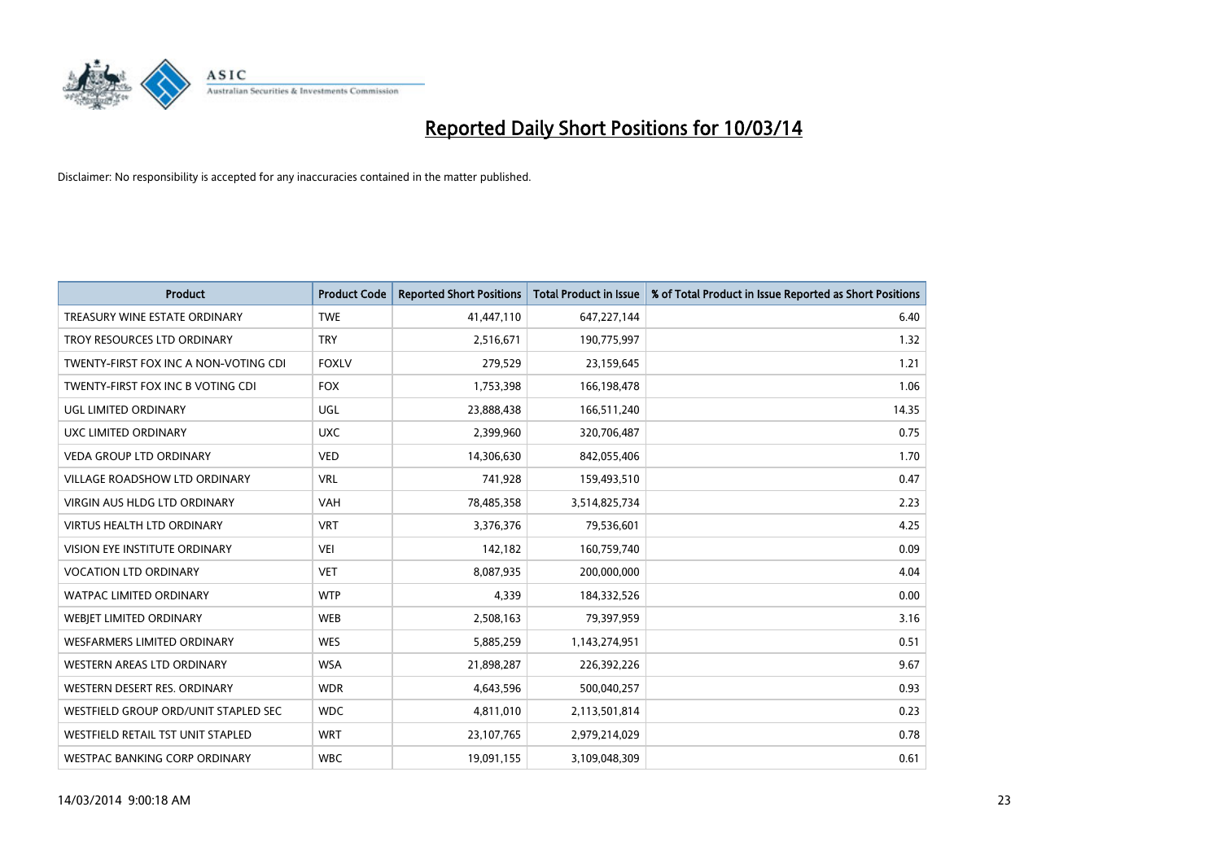# Reported Daily Short Positions for 10/03/14

Disclaimer: No responsibility is accepted for any inaccuracies contained in the matter published.

| Product | Product Code | Reported Short Positions | Total Product in Issue | % of Total Product in Issue Reported as Short Positions |
|---|---|---|---|---|
| TREASURY WINE ESTATE ORDINARY | TWE | 41,447,110 | 647,227,144 | 6.40 |
| TROY RESOURCES LTD ORDINARY | TRY | 2,516,671 | 190,775,997 | 1.32 |
| TWENTY-FIRST FOX INC A NON-VOTING CDI | FOXLV | 279,529 | 23,159,645 | 1.21 |
| TWENTY-FIRST FOX INC B VOTING CDI | FOX | 1,753,398 | 166,198,478 | 1.06 |
| UGL LIMITED ORDINARY | UGL | 23,888,438 | 166,511,240 | 14.35 |
| UXC LIMITED ORDINARY | UXC | 2,399,960 | 320,706,487 | 0.75 |
| VEDA GROUP LTD ORDINARY | VED | 14,306,630 | 842,055,406 | 1.70 |
| VILLAGE ROADSHOW LTD ORDINARY | VRL | 741,928 | 159,493,510 | 0.47 |
| VIRGIN AUS HLDG LTD ORDINARY | VAH | 78,485,358 | 3,514,825,734 | 2.23 |
| VIRTUS HEALTH LTD ORDINARY | VRT | 3,376,376 | 79,536,601 | 4.25 |
| VISION EYE INSTITUTE ORDINARY | VEI | 142,182 | 160,759,740 | 0.09 |
| VOCATION LTD ORDINARY | VET | 8,087,935 | 200,000,000 | 4.04 |
| WATPAC LIMITED ORDINARY | WTP | 4,339 | 184,332,526 | 0.00 |
| WEBJET LIMITED ORDINARY | WEB | 2,508,163 | 79,397,959 | 3.16 |
| WESFARMERS LIMITED ORDINARY | WES | 5,885,259 | 1,143,274,951 | 0.51 |
| WESTERN AREAS LTD ORDINARY | WSA | 21,898,287 | 226,392,226 | 9.67 |
| WESTERN DESERT RES. ORDINARY | WDR | 4,643,596 | 500,040,257 | 0.93 |
| WESTFIELD GROUP ORD/UNIT STAPLED SEC | WDC | 4,811,010 | 2,113,501,814 | 0.23 |
| WESTFIELD RETAIL TST UNIT STAPLED | WRT | 23,107,765 | 2,979,214,029 | 0.78 |
| WESTPAC BANKING CORP ORDINARY | WBC | 19,091,155 | 3,109,048,309 | 0.61 |

14/03/2014 9:00:18 AM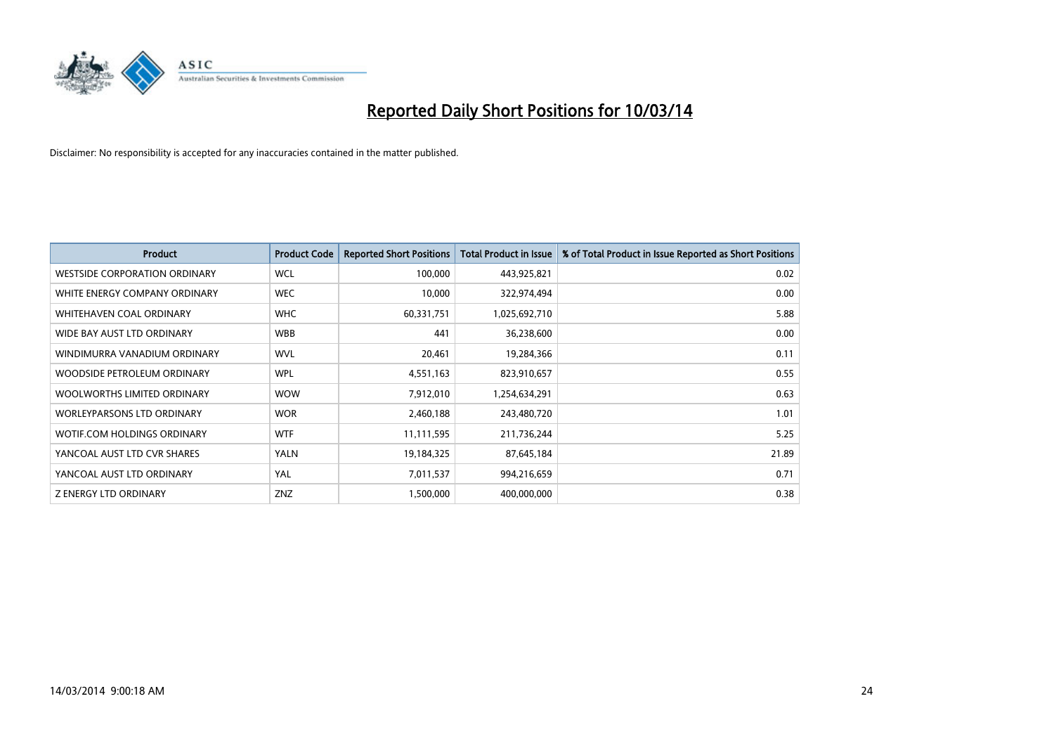# Reported Daily Short Positions for 10/03/14

Disclaimer: No responsibility is accepted for any inaccuracies contained in the matter published.

| Product | Product Code | Reported Short Positions | Total Product in Issue | % of Total Product in Issue Reported as Short Positions |
|---|---|---|---|---|
| WESTSIDE CORPORATION ORDINARY | WCL | 100,000 | 443,925,821 | 0.02 |
| WHITE ENERGY COMPANY ORDINARY | WEC | 10,000 | 322,974,494 | 0.00 |
| WHITEHAVEN COAL ORDINARY | WHC | 60,331,751 | 1,025,692,710 | 5.88 |
| WIDE BAY AUST LTD ORDINARY | WBB | 441 | 36,238,600 | 0.00 |
| WINDIMURRA VANADIUM ORDINARY | WVL | 20,461 | 19,284,366 | 0.11 |
| WOODSIDE PETROLEUM ORDINARY | WPL | 4,551,163 | 823,910,657 | 0.55 |
| WOOLWORTHS LIMITED ORDINARY | WOW | 7,912,010 | 1,254,634,291 | 0.63 |
| WORLEYPARSONS LTD ORDINARY | WOR | 2,460,188 | 243,480,720 | 1.01 |
| WOTIF.COM HOLDINGS ORDINARY | WTF | 11,111,595 | 211,736,244 | 5.25 |
| YANCOAL AUST LTD CVR SHARES | YALN | 19,184,325 | 87,645,184 | 21.89 |
| YANCOAL AUST LTD ORDINARY | YAL | 7,011,537 | 994,216,659 | 0.71 |
| Z ENERGY LTD ORDINARY | ZNZ | 1,500,000 | 400,000,000 | 0.38 |

14/03/2014 9:00:18 AM